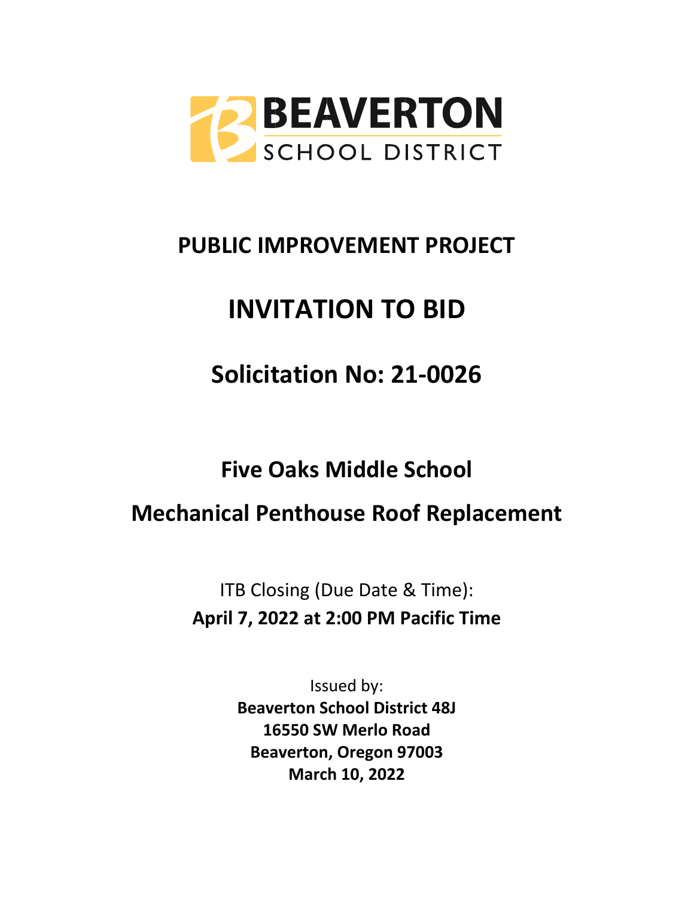BEAVERTON
SCHOOL DISTRICT

# PUBLIC IMPROVEMENT PROJECT

# INVITATION TO BID

# Solicitation No: 21-0026

## Five Oaks Middle School

## Mechanical Penthouse Roof Replacement

ITB Closing (Due Date & Time):
**April 7, 2022 at 2:00 PM Pacific Time**

Issued by:
**Beaverton School District 48J**
**16550 SW Merlo Road**
**Beaverton, Oregon 97003**
**March 10, 2022**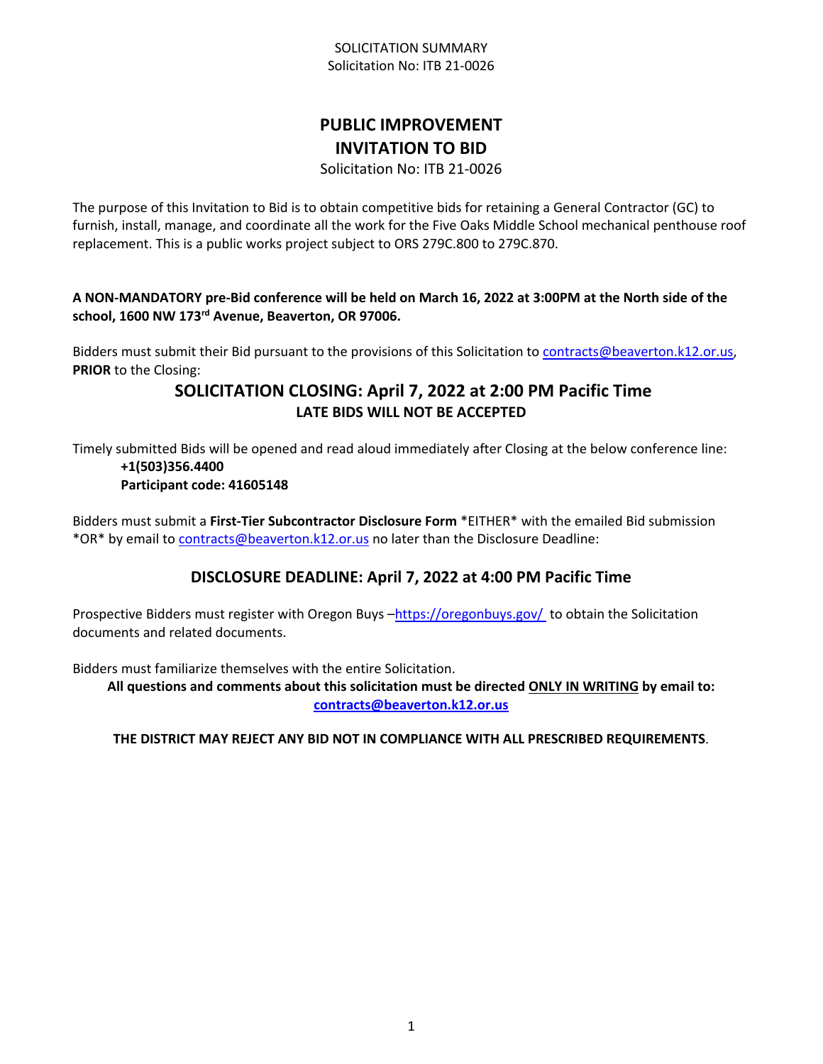SOLICITATION SUMMARY
Solicitation No: ITB 21-0026

# PUBLIC IMPROVEMENT
# INVITATION TO BID

Solicitation No: ITB 21-0026

The purpose of this Invitation to Bid is to obtain competitive bids for retaining a General Contractor (GC) to furnish, install, manage, and coordinate all the work for the Five Oaks Middle School mechanical penthouse roof replacement. This is a public works project subject to ORS 279C.800 to 279C.870.

**A NON-MANDATORY pre-Bid conference will be held on March 16, 2022 at 3:00PM at the North side of the school, 1600 NW 173rd Avenue, Beaverton, OR 97006.**

Bidders must submit their Bid pursuant to the provisions of this Solicitation to contracts@beaverton.k12.or.us, **PRIOR** to the Closing:

## SOLICITATION CLOSING: April 7, 2022 at 2:00 PM Pacific Time

**LATE BIDS WILL NOT BE ACCEPTED**

Timely submitted Bids will be opened and read aloud immediately after Closing at the below conference line:

**+1(503)356.4400**
**Participant code: 41605148**

Bidders must submit a **First-Tier Subcontractor Disclosure Form** *EITHER* with the emailed Bid submission *OR* by email to contracts@beaverton.k12.or.us no later than the Disclosure Deadline:

## DISCLOSURE DEADLINE: April 7, 2022 at 4:00 PM Pacific Time

Prospective Bidders must register with Oregon Buys –https://oregonbuys.gov/ to obtain the Solicitation documents and related documents.

Bidders must familiarize themselves with the entire Solicitation.

**All questions and comments about this solicitation must be directed ONLY IN WRITING by email to: contracts@beaverton.k12.or.us**

**THE DISTRICT MAY REJECT ANY BID NOT IN COMPLIANCE WITH ALL PRESCRIBED REQUIREMENTS**.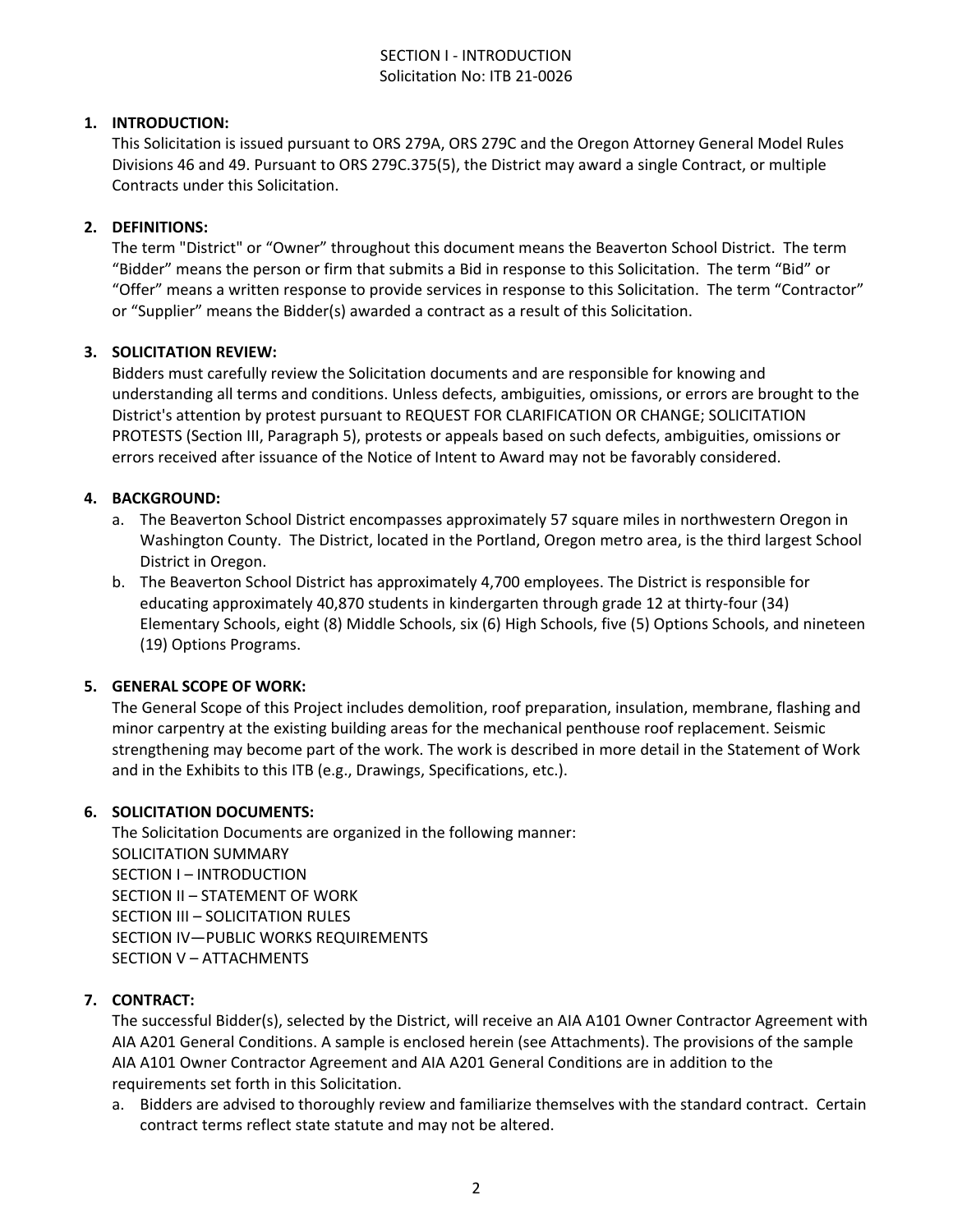# SECTION I - INTRODUCTION
Solicitation No: ITB 21-0026

1. **INTRODUCTION:**
   This Solicitation is issued pursuant to ORS 279A, ORS 279C and the Oregon Attorney General Model Rules Divisions 46 and 49. Pursuant to ORS 279C.375(5), the District may award a single Contract, or multiple Contracts under this Solicitation.

2. **DEFINITIONS:**
   The term "District" or "Owner" throughout this document means the Beaverton School District. The term "Bidder" means the person or firm that submits a Bid in response to this Solicitation. The term "Bid" or "Offer" means a written response to provide services in response to this Solicitation. The term "Contractor" or "Supplier" means the Bidder(s) awarded a contract as a result of this Solicitation.

3. **SOLICITATION REVIEW:**
   Bidders must carefully review the Solicitation documents and are responsible for knowing and understanding all terms and conditions. Unless defects, ambiguities, omissions, or errors are brought to the District's attention by protest pursuant to REQUEST FOR CLARIFICATION OR CHANGE; SOLICITATION PROTESTS (Section III, Paragraph 5), protests or appeals based on such defects, ambiguities, omissions or errors received after issuance of the Notice of Intent to Award may not be favorably considered.

4. **BACKGROUND:**
   a. The Beaverton School District encompasses approximately 57 square miles in northwestern Oregon in Washington County. The District, located in the Portland, Oregon metro area, is the third largest School District in Oregon.
   b. The Beaverton School District has approximately 4,700 employees. The District is responsible for educating approximately 40,870 students in kindergarten through grade 12 at thirty-four (34) Elementary Schools, eight (8) Middle Schools, six (6) High Schools, five (5) Options Schools, and nineteen (19) Options Programs.

5. **GENERAL SCOPE OF WORK:**
   The General Scope of this Project includes demolition, roof preparation, insulation, membrane, flashing and minor carpentry at the existing building areas for the mechanical penthouse roof replacement. Seismic strengthening may become part of the work. The work is described in more detail in the Statement of Work and in the Exhibits to this ITB (e.g., Drawings, Specifications, etc.).

6. **SOLICITATION DOCUMENTS:**
   The Solicitation Documents are organized in the following manner:
   SOLICITATION SUMMARY
   SECTION I – INTRODUCTION
   SECTION II – STATEMENT OF WORK
   SECTION III – SOLICITATION RULES
   SECTION IV—PUBLIC WORKS REQUIREMENTS
   SECTION V – ATTACHMENTS

7. **CONTRACT:**
   The successful Bidder(s), selected by the District, will receive an AIA A101 Owner Contractor Agreement with AIA A201 General Conditions. A sample is enclosed herein (see Attachments). The provisions of the sample AIA A101 Owner Contractor Agreement and AIA A201 General Conditions are in addition to the requirements set forth in this Solicitation.
   a. Bidders are advised to thoroughly review and familiarize themselves with the standard contract. Certain contract terms reflect state statute and may not be altered.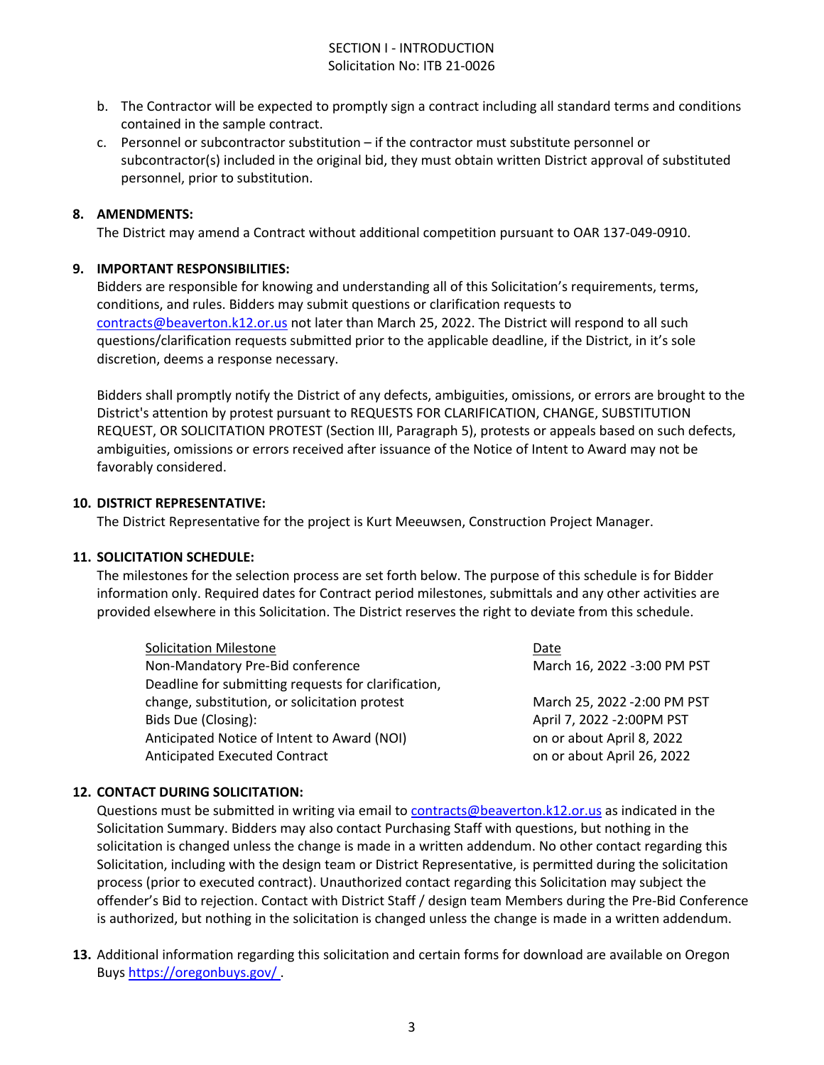b. The Contractor will be expected to promptly sign a contract including all standard terms and conditions contained in the sample contract.
c. Personnel or subcontractor substitution – if the contractor must substitute personnel or subcontractor(s) included in the original bid, they must obtain written District approval of substituted personnel, prior to substitution.

**8. AMENDMENTS:**
The District may amend a Contract without additional competition pursuant to OAR 137-049-0910.

**9. IMPORTANT RESPONSIBILITIES:**
Bidders are responsible for knowing and understanding all of this Solicitation's requirements, terms, conditions, and rules. Bidders may submit questions or clarification requests to contracts@beaverton.k12.or.us not later than March 25, 2022. The District will respond to all such questions/clarification requests submitted prior to the applicable deadline, if the District, in it's sole discretion, deems a response necessary.

Bidders shall promptly notify the District of any defects, ambiguities, omissions, or errors are brought to the District's attention by protest pursuant to REQUESTS FOR CLARIFICATION, CHANGE, SUBSTITUTION REQUEST, OR SOLICITATION PROTEST (Section III, Paragraph 5), protests or appeals based on such defects, ambiguities, omissions or errors received after issuance of the Notice of Intent to Award may not be favorably considered.

**10. DISTRICT REPRESENTATIVE:**
The District Representative for the project is Kurt Meeuwsen, Construction Project Manager.

**11. SOLICITATION SCHEDULE:**
The milestones for the selection process are set forth below. The purpose of this schedule is for Bidder information only. Required dates for Contract period milestones, submittals and any other activities are provided elsewhere in this Solicitation. The District reserves the right to deviate from this schedule.

| Solicitation Milestone | Date |
|---|---|
| Non-Mandatory Pre-Bid conference | March 16, 2022 -3:00 PM PST |
| Deadline for submitting requests for clarification, change, substitution, or solicitation protest | March 25, 2022 -2:00 PM PST |
| Bids Due (Closing): | April 7, 2022 -2:00PM PST |
| Anticipated Notice of Intent to Award (NOI) | on or about April 8, 2022 |
| Anticipated Executed Contract | on or about April 26, 2022 |

**12. CONTACT DURING SOLICITATION:**
Questions must be submitted in writing via email to contracts@beaverton.k12.or.us as indicated in the Solicitation Summary. Bidders may also contact Purchasing Staff with questions, but nothing in the solicitation is changed unless the change is made in a written addendum. No other contact regarding this Solicitation, including with the design team or District Representative, is permitted during the solicitation process (prior to executed contract). Unauthorized contact regarding this Solicitation may subject the offender's Bid to rejection. Contact with District Staff / design team Members during the Pre-Bid Conference is authorized, but nothing in the solicitation is changed unless the change is made in a written addendum.

**13.** Additional information regarding this solicitation and certain forms for download are available on Oregon Buys https://oregonbuys.gov/ .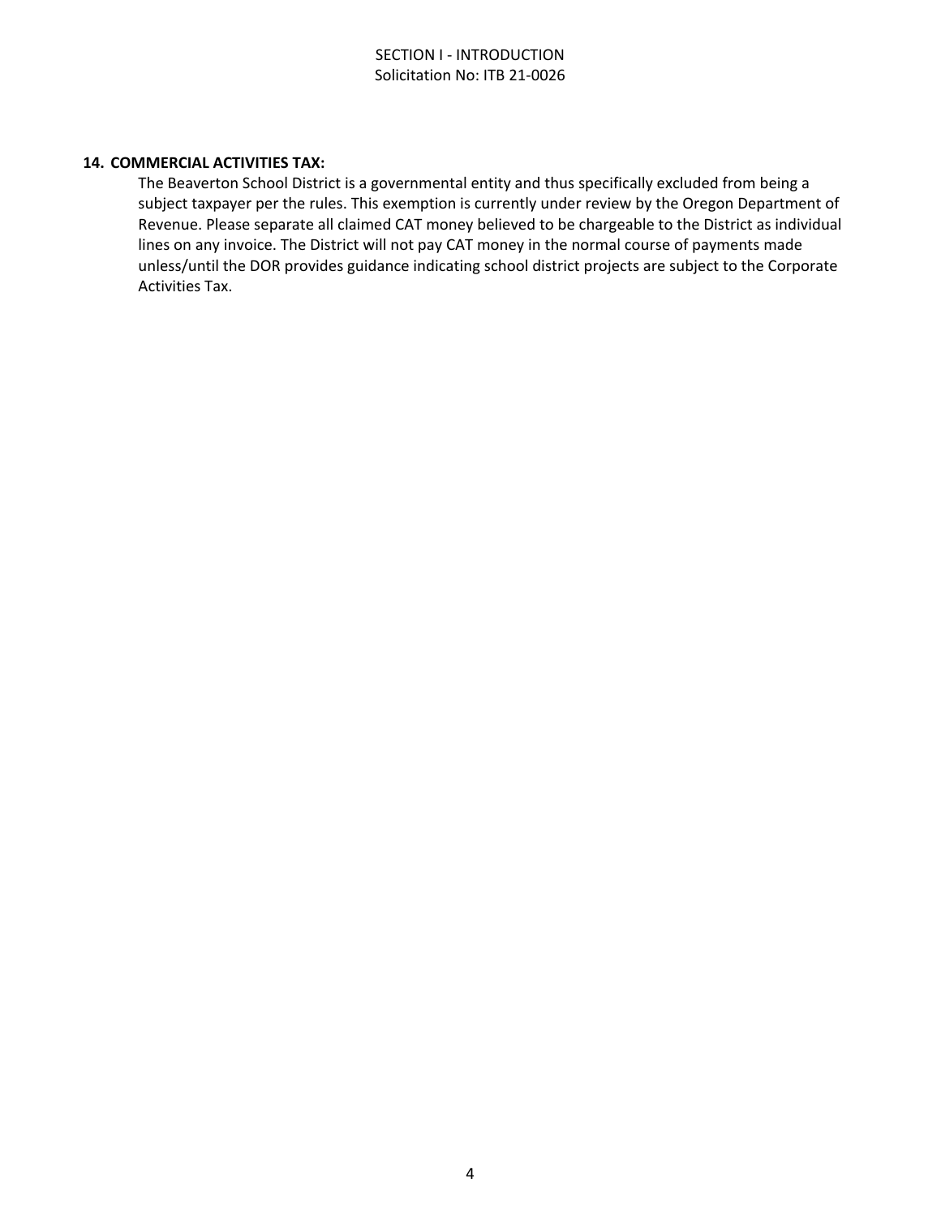**14. COMMERCIAL ACTIVITIES TAX:**

The Beaverton School District is a governmental entity and thus specifically excluded from being a subject taxpayer per the rules. This exemption is currently under review by the Oregon Department of Revenue. Please separate all claimed CAT money believed to be chargeable to the District as individual lines on any invoice. The District will not pay CAT money in the normal course of payments made unless/until the DOR provides guidance indicating school district projects are subject to the Corporate Activities Tax.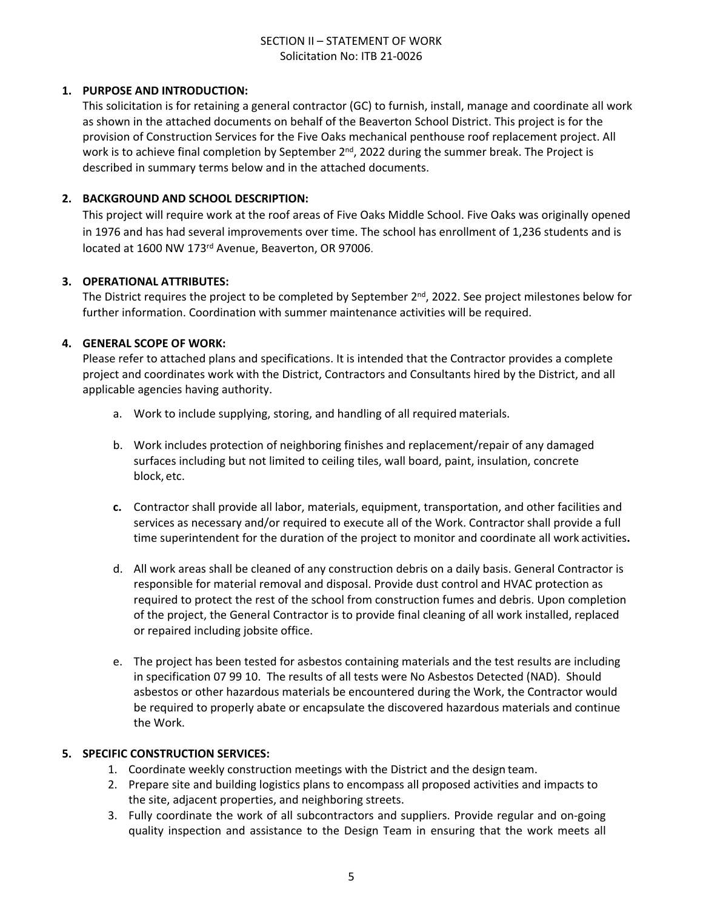SECTION II – STATEMENT OF WORK
Solicitation No: ITB 21-0026

**1. PURPOSE AND INTRODUCTION:**

This solicitation is for retaining a general contractor (GC) to furnish, install, manage and coordinate all work as shown in the attached documents on behalf of the Beaverton School District. This project is for the provision of Construction Services for the Five Oaks mechanical penthouse roof replacement project. All work is to achieve final completion by September 2nd, 2022 during the summer break. The Project is described in summary terms below and in the attached documents.

**2. BACKGROUND AND SCHOOL DESCRIPTION:**

This project will require work at the roof areas of Five Oaks Middle School. Five Oaks was originally opened in 1976 and has had several improvements over time. The school has enrollment of 1,236 students and is located at 1600 NW 173rd Avenue, Beaverton, OR 97006.

**3. OPERATIONAL ATTRIBUTES:**

The District requires the project to be completed by September 2nd, 2022. See project milestones below for further information. Coordination with summer maintenance activities will be required.

**4. GENERAL SCOPE OF WORK:**

Please refer to attached plans and specifications. It is intended that the Contractor provides a complete project and coordinates work with the District, Contractors and Consultants hired by the District, and all applicable agencies having authority.

a. Work to include supplying, storing, and handling of all required materials.

b. Work includes protection of neighboring finishes and replacement/repair of any damaged surfaces including but not limited to ceiling tiles, wall board, paint, insulation, concrete block, etc.

**c.** Contractor shall provide all labor, materials, equipment, transportation, and other facilities and services as necessary and/or required to execute all of the Work. Contractor shall provide a full time superintendent for the duration of the project to monitor and coordinate all work activities**.**

d. All work areas shall be cleaned of any construction debris on a daily basis. General Contractor is responsible for material removal and disposal. Provide dust control and HVAC protection as required to protect the rest of the school from construction fumes and debris. Upon completion of the project, the General Contractor is to provide final cleaning of all work installed, replaced or repaired including jobsite office.

e. The project has been tested for asbestos containing materials and the test results are including in specification 07 99 10. The results of all tests were No Asbestos Detected (NAD). Should asbestos or other hazardous materials be encountered during the Work, the Contractor would be required to properly abate or encapsulate the discovered hazardous materials and continue the Work.

**5. SPECIFIC CONSTRUCTION SERVICES:**

1. Coordinate weekly construction meetings with the District and the design team.
2. Prepare site and building logistics plans to encompass all proposed activities and impacts to the site, adjacent properties, and neighboring streets.
3. Fully coordinate the work of all subcontractors and suppliers. Provide regular and on-going quality inspection and assistance to the Design Team in ensuring that the work meets all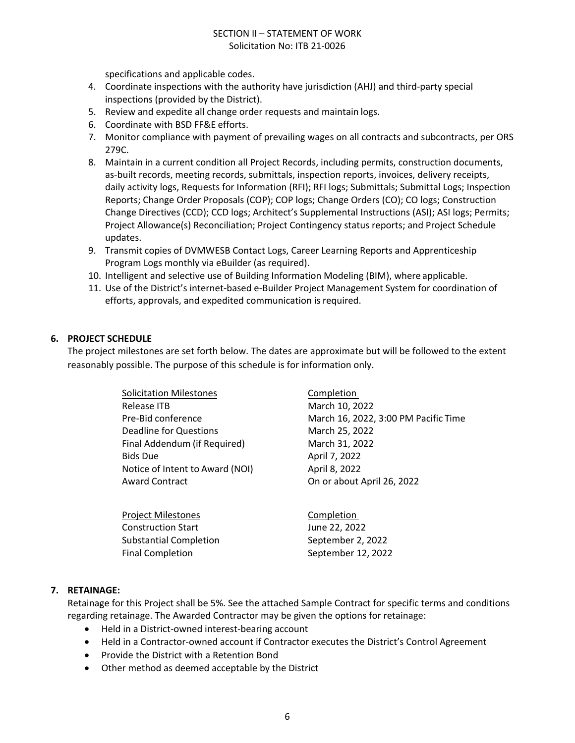specifications and applicable codes.

4. Coordinate inspections with the authority have jurisdiction (AHJ) and third-party special inspections (provided by the District).
5. Review and expedite all change order requests and maintain logs.
6. Coordinate with BSD FF&E efforts.
7. Monitor compliance with payment of prevailing wages on all contracts and subcontracts, per ORS 279C.
8. Maintain in a current condition all Project Records, including permits, construction documents, as-built records, meeting records, submittals, inspection reports, invoices, delivery receipts, daily activity logs, Requests for Information (RFI); RFI logs; Submittals; Submittal Logs; Inspection Reports; Change Order Proposals (COP); COP logs; Change Orders (CO); CO logs; Construction Change Directives (CCD); CCD logs; Architect's Supplemental Instructions (ASI); ASI logs; Permits; Project Allowance(s) Reconciliation; Project Contingency status reports; and Project Schedule updates.
9. Transmit copies of DVMWESB Contact Logs, Career Learning Reports and Apprenticeship Program Logs monthly via eBuilder (as required).
10. Intelligent and selective use of Building Information Modeling (BIM), where applicable.
11. Use of the District's internet-based e-Builder Project Management System for coordination of efforts, approvals, and expedited communication is required.

## 6. PROJECT SCHEDULE

The project milestones are set forth below. The dates are approximate but will be followed to the extent reasonably possible. The purpose of this schedule is for information only.

| Solicitation Milestones | Completion |
|---|---|
| Release ITB | March 10, 2022 |
| Pre-Bid conference | March 16, 2022, 3:00 PM Pacific Time |
| Deadline for Questions | March 25, 2022 |
| Final Addendum (if Required) | March 31, 2022 |
| Bids Due | April 7, 2022 |
| Notice of Intent to Award (NOI) | April 8, 2022 |
| Award Contract | On or about April 26, 2022 |

| Project Milestones | Completion |
|---|---|
| Construction Start | June 22, 2022 |
| Substantial Completion | September 2, 2022 |
| Final Completion | September 12, 2022 |

## 7. RETAINAGE:

Retainage for this Project shall be 5%. See the attached Sample Contract for specific terms and conditions regarding retainage. The Awarded Contractor may be given the options for retainage:

- Held in a District-owned interest-bearing account
- Held in a Contractor-owned account if Contractor executes the District's Control Agreement
- Provide the District with a Retention Bond
- Other method as deemed acceptable by the District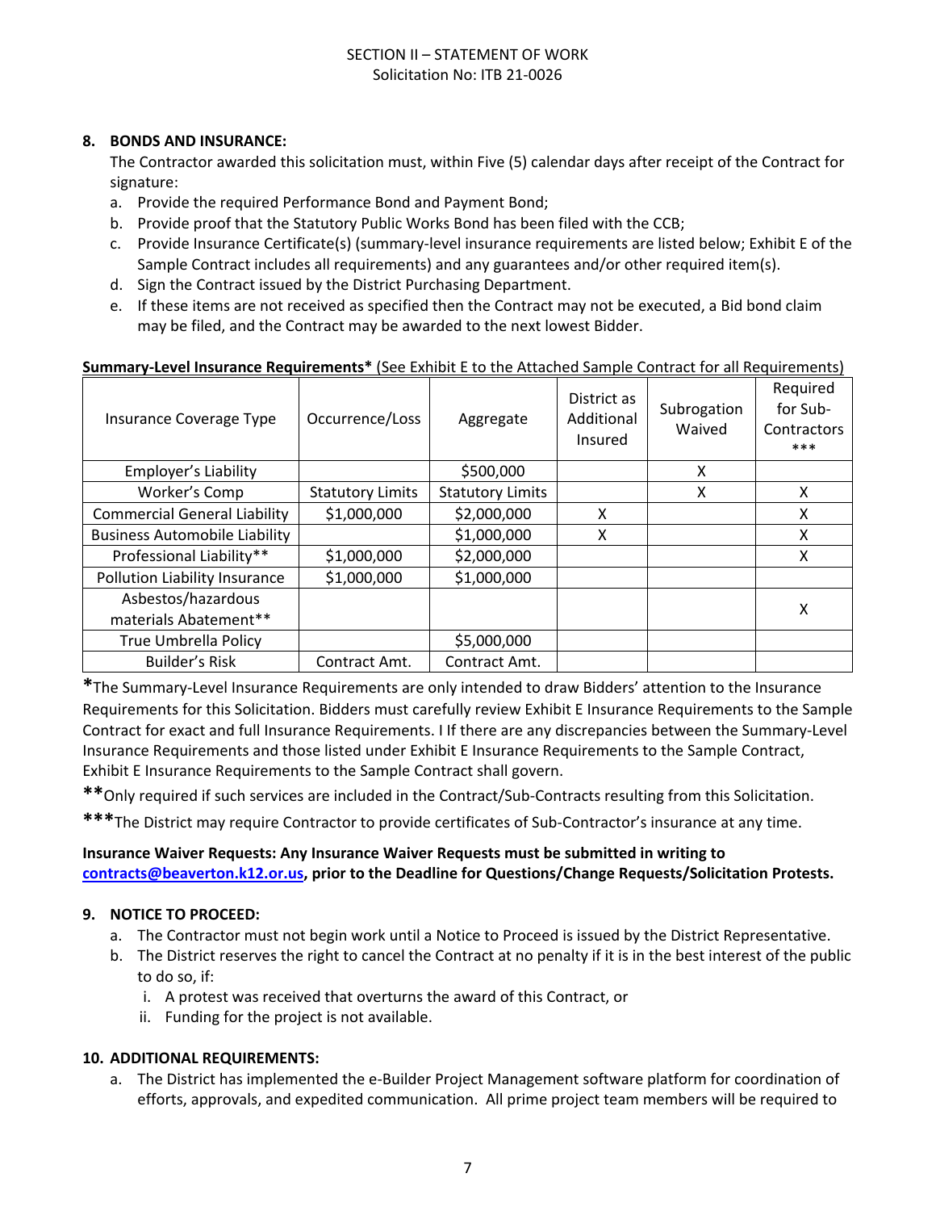SECTION II – STATEMENT OF WORK
Solicitation No: ITB 21-0026

## 8. BONDS AND INSURANCE:

The Contractor awarded this solicitation must, within Five (5) calendar days after receipt of the Contract for signature:

a. Provide the required Performance Bond and Payment Bond;
b. Provide proof that the Statutory Public Works Bond has been filed with the CCB;
c. Provide Insurance Certificate(s) (summary-level insurance requirements are listed below; Exhibit E of the Sample Contract includes all requirements) and any guarantees and/or other required item(s).
d. Sign the Contract issued by the District Purchasing Department.
e. If these items are not received as specified then the Contract may not be executed, a Bid bond claim may be filed, and the Contract may be awarded to the next lowest Bidder.

**Summary-Level Insurance Requirements*** (See Exhibit E to the Attached Sample Contract for all Requirements)

| Insurance Coverage Type | Occurrence/Loss | Aggregate | District as Additional Insured | Subrogation Waived | Required for Sub-Contractors *** |
|---|---|---|---|---|---|
| Employer's Liability | | $500,000 | | X | |
| Worker's Comp | Statutory Limits | Statutory Limits | | X | X |
| Commercial General Liability | $1,000,000 | $2,000,000 | X | | X |
| Business Automobile Liability | | $1,000,000 | X | | X |
| Professional Liability** | $1,000,000 | $2,000,000 | | | X |
| Pollution Liability Insurance | $1,000,000 | $1,000,000 | | | |
| Asbestos/hazardous materials Abatement** | | | | | X |
| True Umbrella Policy | | $5,000,000 | | | |
| Builder's Risk | Contract Amt. | Contract Amt. | | | |

***The Summary-Level Insurance Requirements are only intended to draw Bidders' attention to the Insurance Requirements for this Solicitation. Bidders must carefully review Exhibit E Insurance Requirements to the Sample Contract for exact and full Insurance Requirements. I If there are any discrepancies between the Summary-Level Insurance Requirements and those listed under Exhibit E Insurance Requirements to the Sample Contract, Exhibit E Insurance Requirements to the Sample Contract shall govern.**

****Only required if such services are included in the Contract/Sub-Contracts resulting from this Solicitation.**

*****The District may require Contractor to provide certificates of Sub-Contractor's insurance at any time.**

**Insurance Waiver Requests: Any Insurance Waiver Requests must be submitted in writing to contracts@beaverton.k12.or.us, prior to the Deadline for Questions/Change Requests/Solicitation Protests.**

## 9. NOTICE TO PROCEED:

a. The Contractor must not begin work until a Notice to Proceed is issued by the District Representative.
b. The District reserves the right to cancel the Contract at no penalty if it is in the best interest of the public to do so, if:
   i. A protest was received that overturns the award of this Contract, or
   ii. Funding for the project is not available.

## 10. ADDITIONAL REQUIREMENTS:

a. The District has implemented the e-Builder Project Management software platform for coordination of efforts, approvals, and expedited communication. All prime project team members will be required to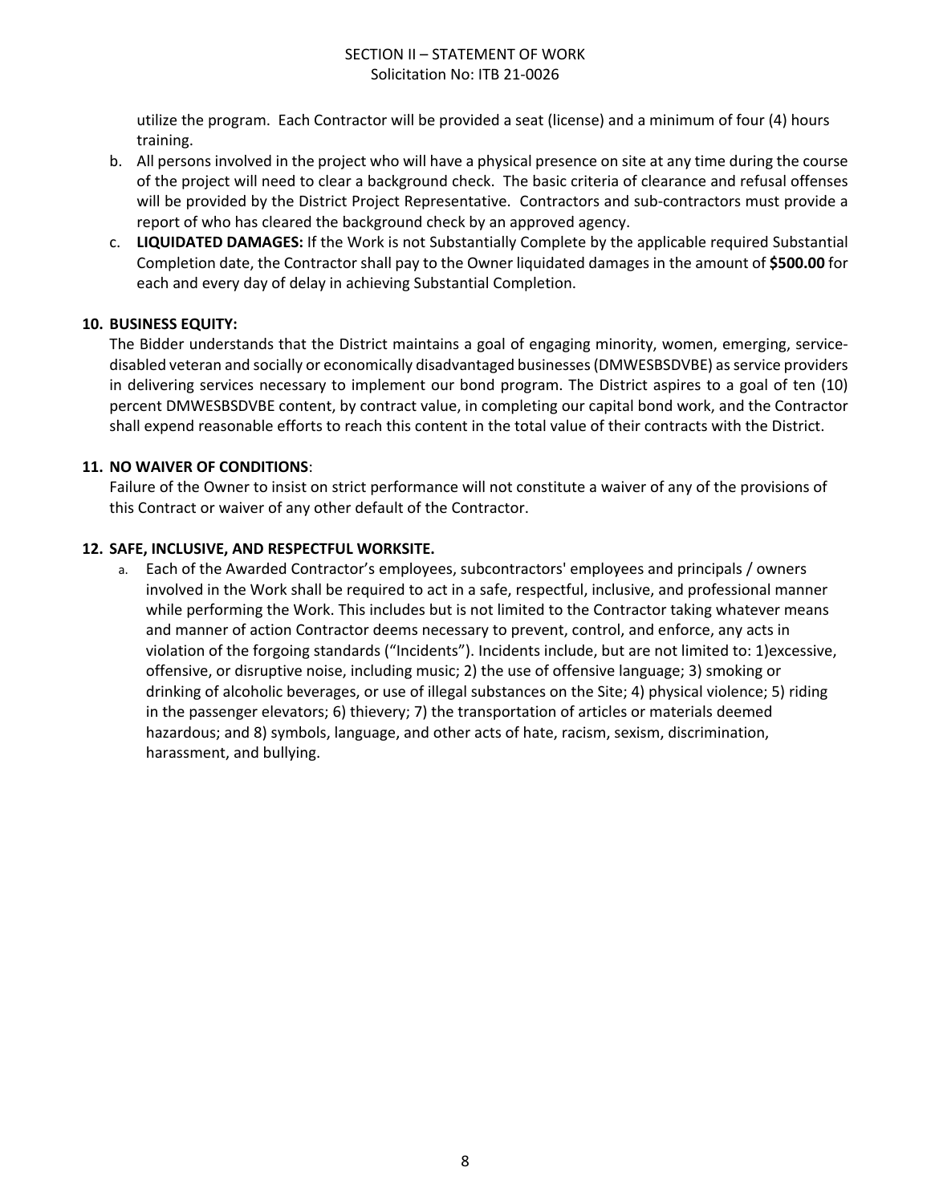utilize the program. Each Contractor will be provided a seat (license) and a minimum of four (4) hours training.

b. All persons involved in the project who will have a physical presence on site at any time during the course of the project will need to clear a background check. The basic criteria of clearance and refusal offenses will be provided by the District Project Representative. Contractors and sub-contractors must provide a report of who has cleared the background check by an approved agency.

c. **LIQUIDATED DAMAGES:** If the Work is not Substantially Complete by the applicable required Substantial Completion date, the Contractor shall pay to the Owner liquidated damages in the amount of **$500.00** for each and every day of delay in achieving Substantial Completion.

## 10. BUSINESS EQUITY:

The Bidder understands that the District maintains a goal of engaging minority, women, emerging, service-disabled veteran and socially or economically disadvantaged businesses (DMWESBSDVBE) as service providers in delivering services necessary to implement our bond program. The District aspires to a goal of ten (10) percent DMWESBSDVBE content, by contract value, in completing our capital bond work, and the Contractor shall expend reasonable efforts to reach this content in the total value of their contracts with the District.

## 11. NO WAIVER OF CONDITIONS:

Failure of the Owner to insist on strict performance will not constitute a waiver of any of the provisions of this Contract or waiver of any other default of the Contractor.

## 12. SAFE, INCLUSIVE, AND RESPECTFUL WORKSITE.

a. Each of the Awarded Contractor's employees, subcontractors' employees and principals / owners involved in the Work shall be required to act in a safe, respectful, inclusive, and professional manner while performing the Work. This includes but is not limited to the Contractor taking whatever means and manner of action Contractor deems necessary to prevent, control, and enforce, any acts in violation of the forgoing standards ("Incidents"). Incidents include, but are not limited to: 1)excessive, offensive, or disruptive noise, including music; 2) the use of offensive language; 3) smoking or drinking of alcoholic beverages, or use of illegal substances on the Site; 4) physical violence; 5) riding in the passenger elevators; 6) thievery; 7) the transportation of articles or materials deemed hazardous; and 8) symbols, language, and other acts of hate, racism, sexism, discrimination, harassment, and bullying.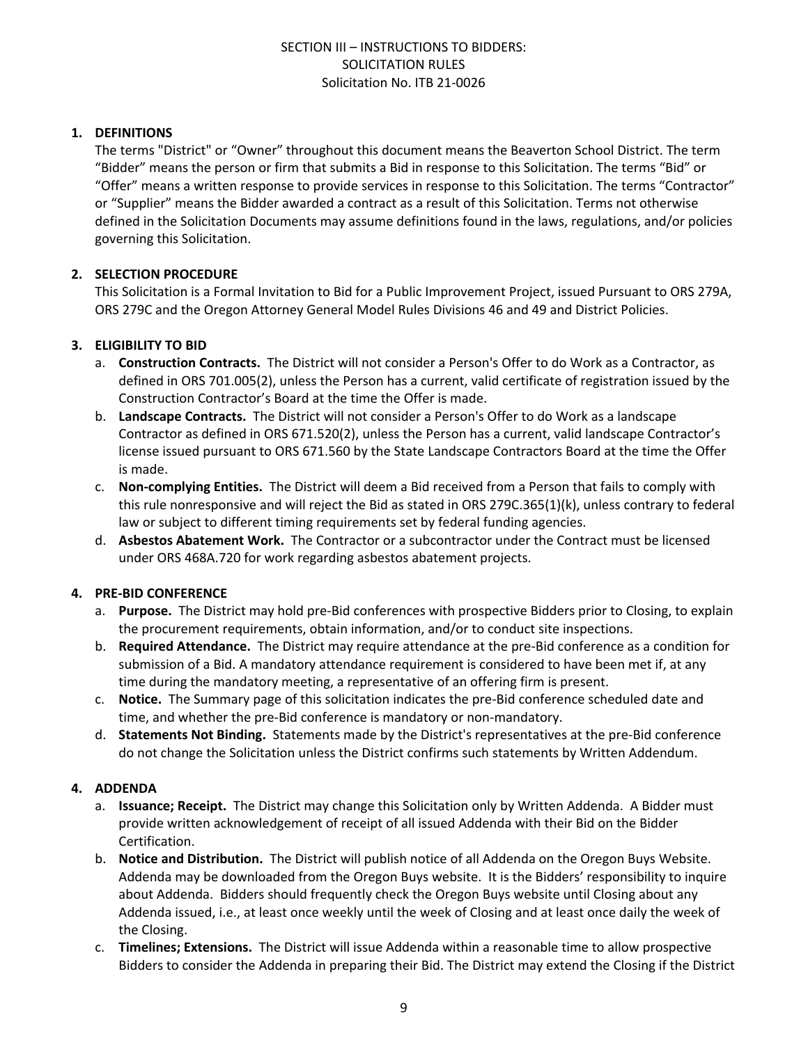SECTION III – INSTRUCTIONS TO BIDDERS:
SOLICITATION RULES
Solicitation No. ITB 21-0026

**1. DEFINITIONS**

The terms "District" or "Owner" throughout this document means the Beaverton School District. The term "Bidder" means the person or firm that submits a Bid in response to this Solicitation. The terms "Bid" or "Offer" means a written response to provide services in response to this Solicitation. The terms "Contractor" or "Supplier" means the Bidder awarded a contract as a result of this Solicitation. Terms not otherwise defined in the Solicitation Documents may assume definitions found in the laws, regulations, and/or policies governing this Solicitation.

**2. SELECTION PROCEDURE**

This Solicitation is a Formal Invitation to Bid for a Public Improvement Project, issued Pursuant to ORS 279A, ORS 279C and the Oregon Attorney General Model Rules Divisions 46 and 49 and District Policies.

**3. ELIGIBILITY TO BID**

a. **Construction Contracts.** The District will not consider a Person's Offer to do Work as a Contractor, as defined in ORS 701.005(2), unless the Person has a current, valid certificate of registration issued by the Construction Contractor's Board at the time the Offer is made.

b. **Landscape Contracts.** The District will not consider a Person's Offer to do Work as a landscape Contractor as defined in ORS 671.520(2), unless the Person has a current, valid landscape Contractor's license issued pursuant to ORS 671.560 by the State Landscape Contractors Board at the time the Offer is made.

c. **Non-complying Entities.** The District will deem a Bid received from a Person that fails to comply with this rule nonresponsive and will reject the Bid as stated in ORS 279C.365(1)(k), unless contrary to federal law or subject to different timing requirements set by federal funding agencies.

d. **Asbestos Abatement Work.** The Contractor or a subcontractor under the Contract must be licensed under ORS 468A.720 for work regarding asbestos abatement projects.

**4. PRE-BID CONFERENCE**

a. **Purpose.** The District may hold pre-Bid conferences with prospective Bidders prior to Closing, to explain the procurement requirements, obtain information, and/or to conduct site inspections.

b. **Required Attendance.** The District may require attendance at the pre-Bid conference as a condition for submission of a Bid. A mandatory attendance requirement is considered to have been met if, at any time during the mandatory meeting, a representative of an offering firm is present.

c. **Notice.** The Summary page of this solicitation indicates the pre-Bid conference scheduled date and time, and whether the pre-Bid conference is mandatory or non-mandatory.

d. **Statements Not Binding.** Statements made by the District's representatives at the pre-Bid conference do not change the Solicitation unless the District confirms such statements by Written Addendum.

**4. ADDENDA**

a. **Issuance; Receipt.** The District may change this Solicitation only by Written Addenda. A Bidder must provide written acknowledgement of receipt of all issued Addenda with their Bid on the Bidder Certification.

b. **Notice and Distribution.** The District will publish notice of all Addenda on the Oregon Buys Website. Addenda may be downloaded from the Oregon Buys website. It is the Bidders' responsibility to inquire about Addenda. Bidders should frequently check the Oregon Buys website until Closing about any Addenda issued, i.e., at least once weekly until the week of Closing and at least once daily the week of the Closing.

c. **Timelines; Extensions.** The District will issue Addenda within a reasonable time to allow prospective Bidders to consider the Addenda in preparing their Bid. The District may extend the Closing if the District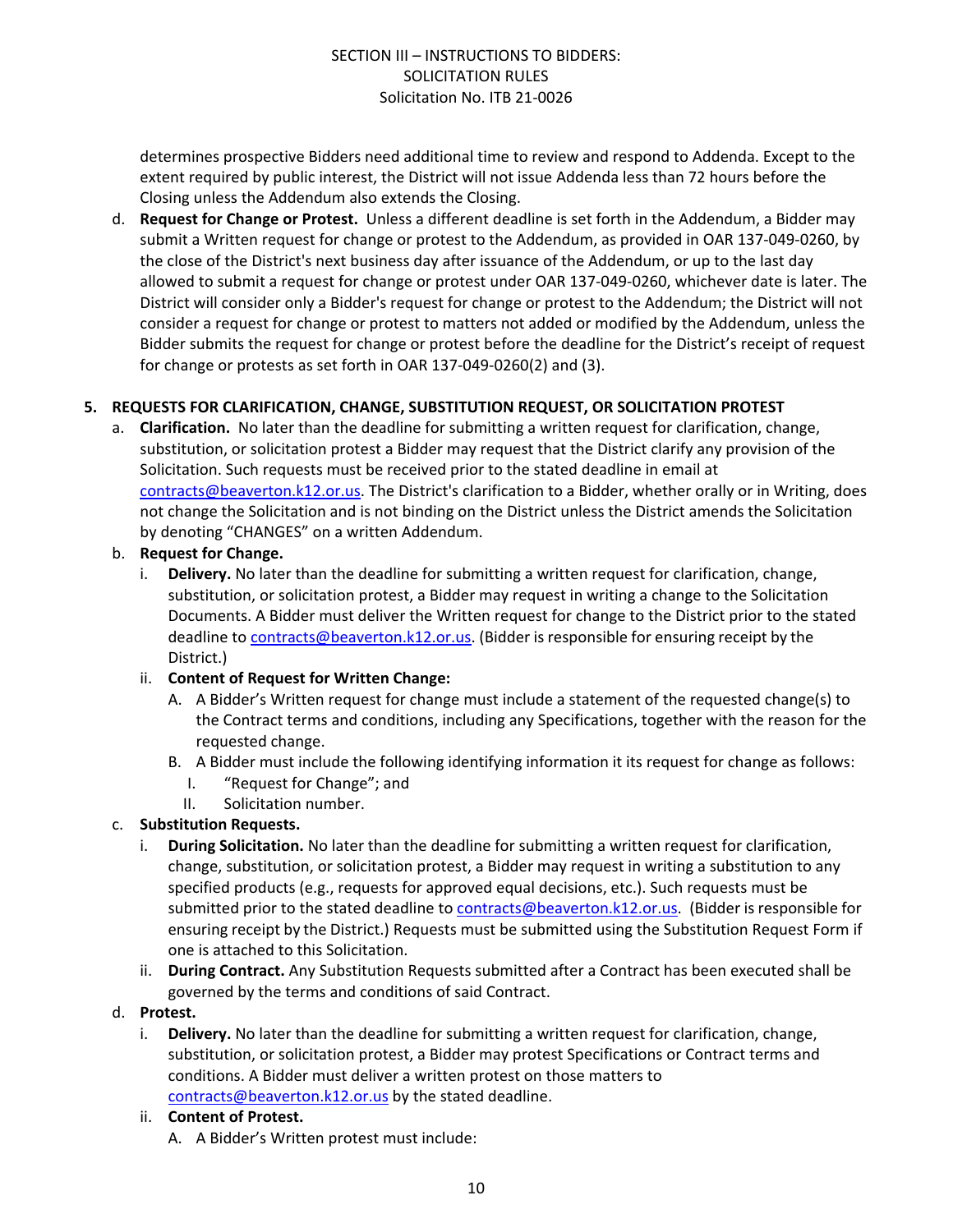determines prospective Bidders need additional time to review and respond to Addenda. Except to the extent required by public interest, the District will not issue Addenda less than 72 hours before the Closing unless the Addendum also extends the Closing.

d. **Request for Change or Protest.** Unless a different deadline is set forth in the Addendum, a Bidder may submit a Written request for change or protest to the Addendum, as provided in OAR 137-049-0260, by the close of the District's next business day after issuance of the Addendum, or up to the last day allowed to submit a request for change or protest under OAR 137-049-0260, whichever date is later. The District will consider only a Bidder's request for change or protest to the Addendum; the District will not consider a request for change or protest to matters not added or modified by the Addendum, unless the Bidder submits the request for change or protest before the deadline for the District's receipt of request for change or protests as set forth in OAR 137-049-0260(2) and (3).

## 5. REQUESTS FOR CLARIFICATION, CHANGE, SUBSTITUTION REQUEST, OR SOLICITATION PROTEST

a. **Clarification.** No later than the deadline for submitting a written request for clarification, change, substitution, or solicitation protest a Bidder may request that the District clarify any provision of the Solicitation. Such requests must be received prior to the stated deadline in email at contracts@beaverton.k12.or.us. The District's clarification to a Bidder, whether orally or in Writing, does not change the Solicitation and is not binding on the District unless the District amends the Solicitation by denoting "CHANGES" on a written Addendum.

b. **Request for Change.**
   i. **Delivery.** No later than the deadline for submitting a written request for clarification, change, substitution, or solicitation protest, a Bidder may request in writing a change to the Solicitation Documents. A Bidder must deliver the Written request for change to the District prior to the stated deadline to contracts@beaverton.k12.or.us. (Bidder is responsible for ensuring receipt by the District.)
   ii. **Content of Request for Written Change:**
      A. A Bidder's Written request for change must include a statement of the requested change(s) to the Contract terms and conditions, including any Specifications, together with the reason for the requested change.
      B. A Bidder must include the following identifying information it its request for change as follows:
         I. "Request for Change"; and
         II. Solicitation number.

c. **Substitution Requests.**
   i. **During Solicitation.** No later than the deadline for submitting a written request for clarification, change, substitution, or solicitation protest, a Bidder may request in writing a substitution to any specified products (e.g., requests for approved equal decisions, etc.). Such requests must be submitted prior to the stated deadline to contracts@beaverton.k12.or.us. (Bidder is responsible for ensuring receipt by the District.) Requests must be submitted using the Substitution Request Form if one is attached to this Solicitation.
   ii. **During Contract.** Any Substitution Requests submitted after a Contract has been executed shall be governed by the terms and conditions of said Contract.

d. **Protest.**
   i. **Delivery.** No later than the deadline for submitting a written request for clarification, change, substitution, or solicitation protest, a Bidder may protest Specifications or Contract terms and conditions. A Bidder must deliver a written protest on those matters to contracts@beaverton.k12.or.us by the stated deadline.
   ii. **Content of Protest.**
      A. A Bidder's Written protest must include: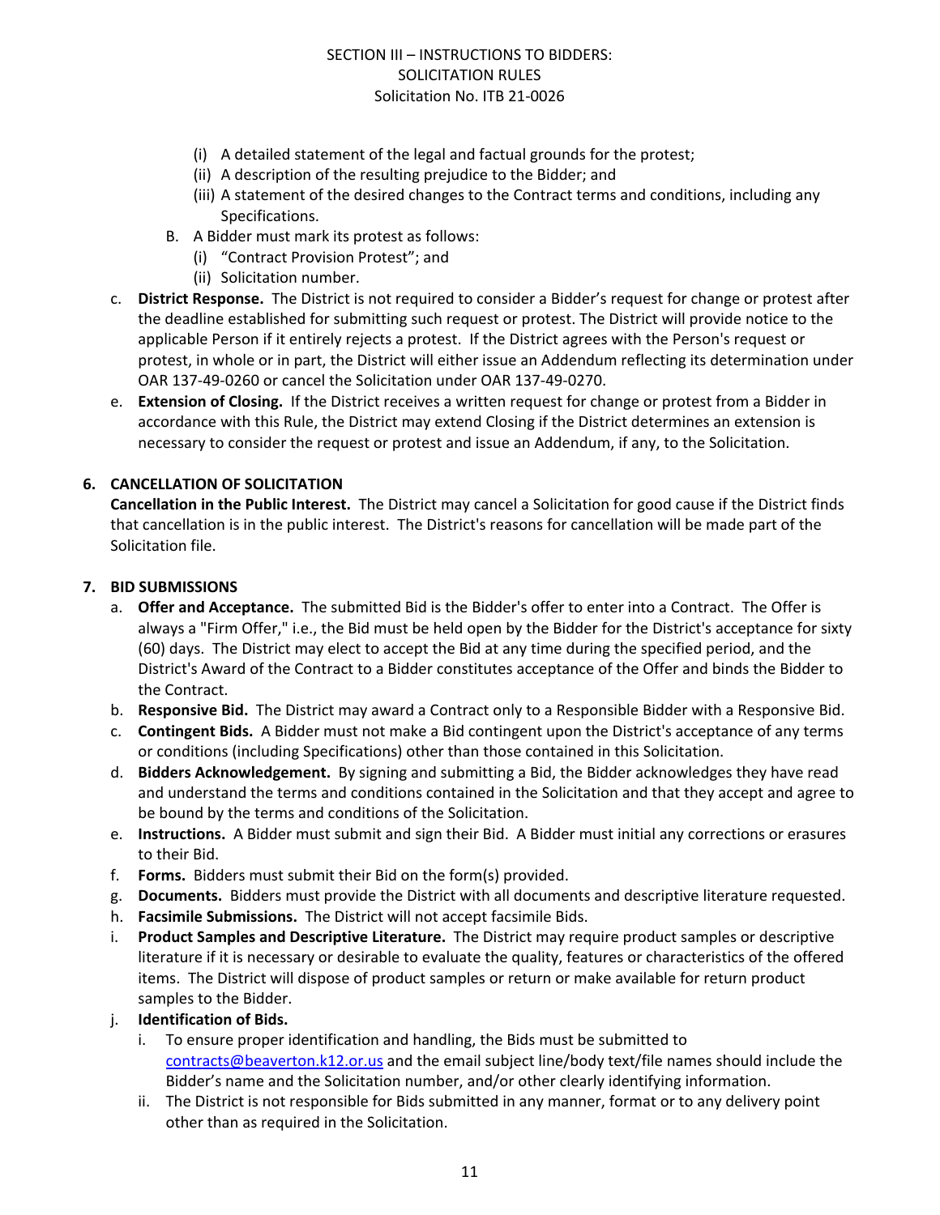- (i) A detailed statement of the legal and factual grounds for the protest;
   - (ii) A description of the resulting prejudice to the Bidder; and
   - (iii) A statement of the desired changes to the Contract terms and conditions, including any Specifications.

   B. A Bidder must mark its protest as follows:
   - (i) "Contract Provision Protest"; and
   - (ii) Solicitation number.

c. **District Response.** The District is not required to consider a Bidder's request for change or protest after the deadline established for submitting such request or protest. The District will provide notice to the applicable Person if it entirely rejects a protest. If the District agrees with the Person's request or protest, in whole or in part, the District will either issue an Addendum reflecting its determination under OAR 137-49-0260 or cancel the Solicitation under OAR 137-49-0270.

e. **Extension of Closing.** If the District receives a written request for change or protest from a Bidder in accordance with this Rule, the District may extend Closing if the District determines an extension is necessary to consider the request or protest and issue an Addendum, if any, to the Solicitation.

## 6. CANCELLATION OF SOLICITATION

**Cancellation in the Public Interest.** The District may cancel a Solicitation for good cause if the District finds that cancellation is in the public interest. The District's reasons for cancellation will be made part of the Solicitation file.

## 7. BID SUBMISSIONS

a. **Offer and Acceptance.** The submitted Bid is the Bidder's offer to enter into a Contract. The Offer is always a "Firm Offer," i.e., the Bid must be held open by the Bidder for the District's acceptance for sixty (60) days. The District may elect to accept the Bid at any time during the specified period, and the District's Award of the Contract to a Bidder constitutes acceptance of the Offer and binds the Bidder to the Contract.

b. **Responsive Bid.** The District may award a Contract only to a Responsible Bidder with a Responsive Bid.

c. **Contingent Bids.** A Bidder must not make a Bid contingent upon the District's acceptance of any terms or conditions (including Specifications) other than those contained in this Solicitation.

d. **Bidders Acknowledgement.** By signing and submitting a Bid, the Bidder acknowledges they have read and understand the terms and conditions contained in the Solicitation and that they accept and agree to be bound by the terms and conditions of the Solicitation.

e. **Instructions.** A Bidder must submit and sign their Bid. A Bidder must initial any corrections or erasures to their Bid.

f. **Forms.** Bidders must submit their Bid on the form(s) provided.

g. **Documents.** Bidders must provide the District with all documents and descriptive literature requested.

h. **Facsimile Submissions.** The District will not accept facsimile Bids.

i. **Product Samples and Descriptive Literature.** The District may require product samples or descriptive literature if it is necessary or desirable to evaluate the quality, features or characteristics of the offered items. The District will dispose of product samples or return or make available for return product samples to the Bidder.

j. **Identification of Bids.**
   - i. To ensure proper identification and handling, the Bids must be submitted to contracts@beaverton.k12.or.us and the email subject line/body text/file names should include the Bidder's name and the Solicitation number, and/or other clearly identifying information.
   - ii. The District is not responsible for Bids submitted in any manner, format or to any delivery point other than as required in the Solicitation.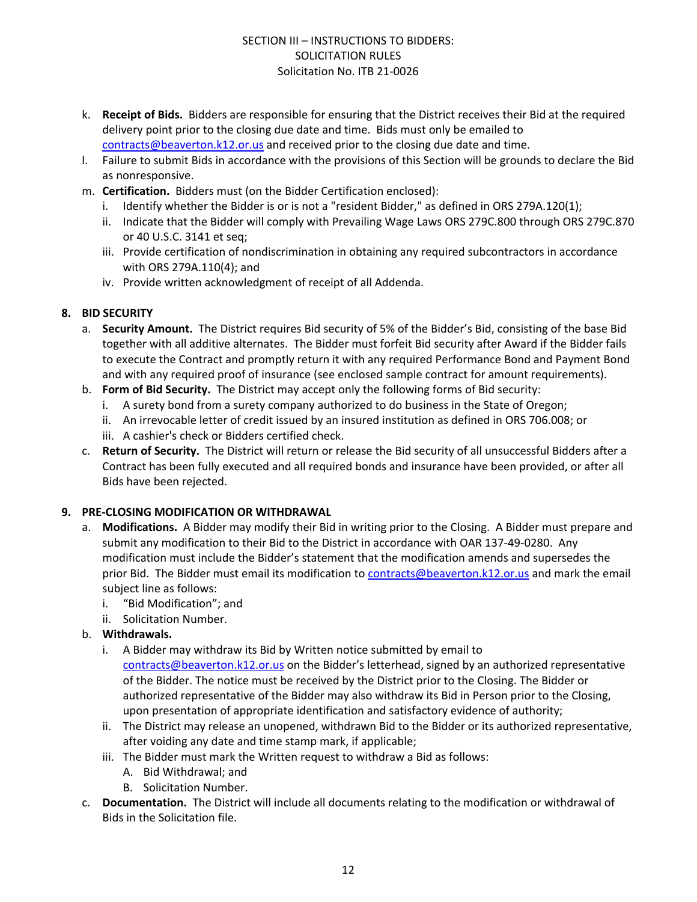k. **Receipt of Bids.** Bidders are responsible for ensuring that the District receives their Bid at the required delivery point prior to the closing due date and time. Bids must only be emailed to contracts@beaverton.k12.or.us and received prior to the closing due date and time.

l. Failure to submit Bids in accordance with the provisions of this Section will be grounds to declare the Bid as nonresponsive.

m. **Certification.** Bidders must (on the Bidder Certification enclosed):
   i. Identify whether the Bidder is or is not a "resident Bidder," as defined in ORS 279A.120(1);
   ii. Indicate that the Bidder will comply with Prevailing Wage Laws ORS 279C.800 through ORS 279C.870 or 40 U.S.C. 3141 et seq;
   iii. Provide certification of nondiscrimination in obtaining any required subcontractors in accordance with ORS 279A.110(4); and
   iv. Provide written acknowledgment of receipt of all Addenda.

## 8. BID SECURITY

a. **Security Amount.** The District requires Bid security of 5% of the Bidder's Bid, consisting of the base Bid together with all additive alternates. The Bidder must forfeit Bid security after Award if the Bidder fails to execute the Contract and promptly return it with any required Performance Bond and Payment Bond and with any required proof of insurance (see enclosed sample contract for amount requirements).

b. **Form of Bid Security.** The District may accept only the following forms of Bid security:
   i. A surety bond from a surety company authorized to do business in the State of Oregon;
   ii. An irrevocable letter of credit issued by an insured institution as defined in ORS 706.008; or
   iii. A cashier's check or Bidders certified check.

c. **Return of Security.** The District will return or release the Bid security of all unsuccessful Bidders after a Contract has been fully executed and all required bonds and insurance have been provided, or after all Bids have been rejected.

## 9. PRE-CLOSING MODIFICATION OR WITHDRAWAL

a. **Modifications.** A Bidder may modify their Bid in writing prior to the Closing. A Bidder must prepare and submit any modification to their Bid to the District in accordance with OAR 137-49-0280. Any modification must include the Bidder's statement that the modification amends and supersedes the prior Bid. The Bidder must email its modification to contracts@beaverton.k12.or.us and mark the email subject line as follows:
   i. "Bid Modification"; and
   ii. Solicitation Number.

b. **Withdrawals.**
   i. A Bidder may withdraw its Bid by Written notice submitted by email to contracts@beaverton.k12.or.us on the Bidder's letterhead, signed by an authorized representative of the Bidder. The notice must be received by the District prior to the Closing. The Bidder or authorized representative of the Bidder may also withdraw its Bid in Person prior to the Closing, upon presentation of appropriate identification and satisfactory evidence of authority;
   ii. The District may release an unopened, withdrawn Bid to the Bidder or its authorized representative, after voiding any date and time stamp mark, if applicable;
   iii. The Bidder must mark the Written request to withdraw a Bid as follows:
      A. Bid Withdrawal; and
      B. Solicitation Number.

c. **Documentation.** The District will include all documents relating to the modification or withdrawal of Bids in the Solicitation file.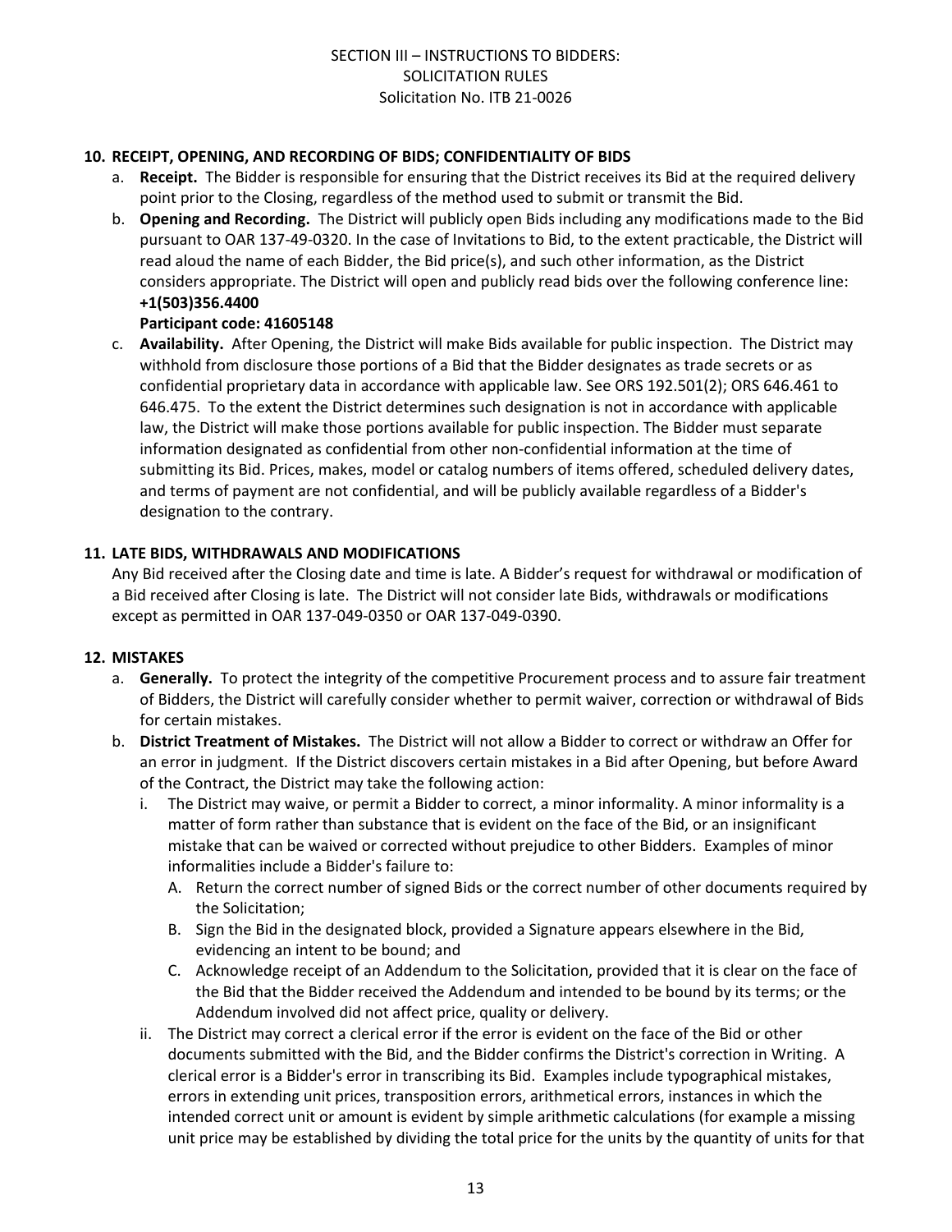## 10. RECEIPT, OPENING, AND RECORDING OF BIDS; CONFIDENTIALITY OF BIDS

a. **Receipt.** The Bidder is responsible for ensuring that the District receives its Bid at the required delivery point prior to the Closing, regardless of the method used to submit or transmit the Bid.

b. **Opening and Recording.** The District will publicly open Bids including any modifications made to the Bid pursuant to OAR 137-49-0320. In the case of Invitations to Bid, to the extent practicable, the District will read aloud the name of each Bidder, the Bid price(s), and such other information, as the District considers appropriate. The District will open and publicly read bids over the following conference line:
**+1(503)356.4400**
**Participant code: 41605148**

c. **Availability.** After Opening, the District will make Bids available for public inspection. The District may withhold from disclosure those portions of a Bid that the Bidder designates as trade secrets or as confidential proprietary data in accordance with applicable law. See ORS 192.501(2); ORS 646.461 to 646.475. To the extent the District determines such designation is not in accordance with applicable law, the District will make those portions available for public inspection. The Bidder must separate information designated as confidential from other non-confidential information at the time of submitting its Bid. Prices, makes, model or catalog numbers of items offered, scheduled delivery dates, and terms of payment are not confidential, and will be publicly available regardless of a Bidder's designation to the contrary.

## 11. LATE BIDS, WITHDRAWALS AND MODIFICATIONS

Any Bid received after the Closing date and time is late. A Bidder's request for withdrawal or modification of a Bid received after Closing is late. The District will not consider late Bids, withdrawals or modifications except as permitted in OAR 137-049-0350 or OAR 137-049-0390.

## 12. MISTAKES

a. **Generally.** To protect the integrity of the competitive Procurement process and to assure fair treatment of Bidders, the District will carefully consider whether to permit waiver, correction or withdrawal of Bids for certain mistakes.

b. **District Treatment of Mistakes.** The District will not allow a Bidder to correct or withdraw an Offer for an error in judgment. If the District discovers certain mistakes in a Bid after Opening, but before Award of the Contract, the District may take the following action:

   i. The District may waive, or permit a Bidder to correct, a minor informality. A minor informality is a matter of form rather than substance that is evident on the face of the Bid, or an insignificant mistake that can be waived or corrected without prejudice to other Bidders. Examples of minor informalities include a Bidder's failure to:

      A. Return the correct number of signed Bids or the correct number of other documents required by the Solicitation;

      B. Sign the Bid in the designated block, provided a Signature appears elsewhere in the Bid, evidencing an intent to be bound; and

      C. Acknowledge receipt of an Addendum to the Solicitation, provided that it is clear on the face of the Bid that the Bidder received the Addendum and intended to be bound by its terms; or the Addendum involved did not affect price, quality or delivery.

   ii. The District may correct a clerical error if the error is evident on the face of the Bid or other documents submitted with the Bid, and the Bidder confirms the District's correction in Writing. A clerical error is a Bidder's error in transcribing its Bid. Examples include typographical mistakes, errors in extending unit prices, transposition errors, arithmetical errors, instances in which the intended correct unit or amount is evident by simple arithmetic calculations (for example a missing unit price may be established by dividing the total price for the units by the quantity of units for that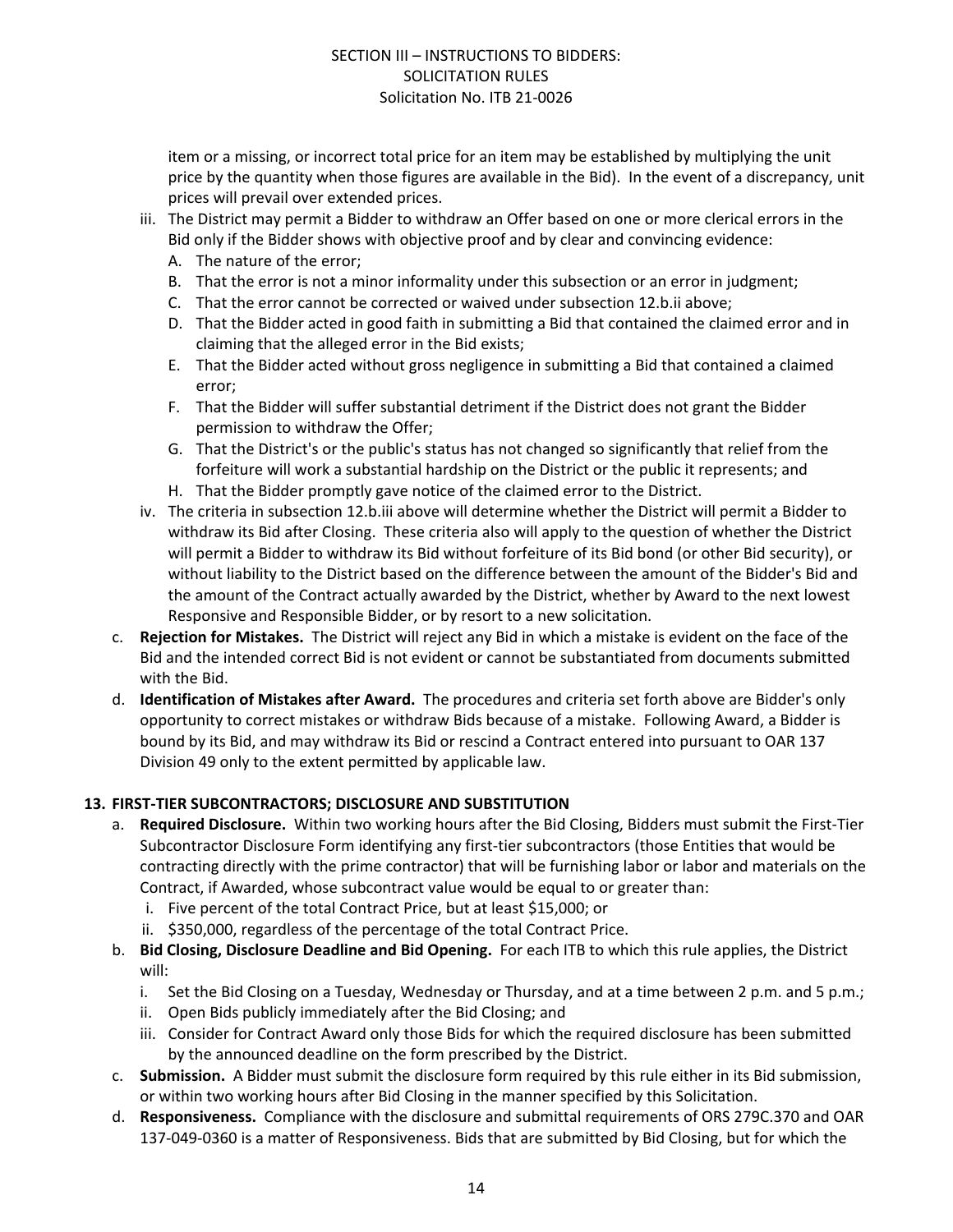item or a missing, or incorrect total price for an item may be established by multiplying the unit price by the quantity when those figures are available in the Bid). In the event of a discrepancy, unit prices will prevail over extended prices.

   iii. The District may permit a Bidder to withdraw an Offer based on one or more clerical errors in the Bid only if the Bidder shows with objective proof and by clear and convincing evidence:
      A. The nature of the error;
      B. That the error is not a minor informality under this subsection or an error in judgment;
      C. That the error cannot be corrected or waived under subsection 12.b.ii above;
      D. That the Bidder acted in good faith in submitting a Bid that contained the claimed error and in claiming that the alleged error in the Bid exists;
      E. That the Bidder acted without gross negligence in submitting a Bid that contained a claimed error;
      F. That the Bidder will suffer substantial detriment if the District does not grant the Bidder permission to withdraw the Offer;
      G. That the District's or the public's status has not changed so significantly that relief from the forfeiture will work a substantial hardship on the District or the public it represents; and
      H. That the Bidder promptly gave notice of the claimed error to the District.

   iv. The criteria in subsection 12.b.iii above will determine whether the District will permit a Bidder to withdraw its Bid after Closing. These criteria also will apply to the question of whether the District will permit a Bidder to withdraw its Bid without forfeiture of its Bid bond (or other Bid security), or without liability to the District based on the difference between the amount of the Bidder's Bid and the amount of the Contract actually awarded by the District, whether by Award to the next lowest Responsive and Responsible Bidder, or by resort to a new solicitation.

c. **Rejection for Mistakes.** The District will reject any Bid in which a mistake is evident on the face of the Bid and the intended correct Bid is not evident or cannot be substantiated from documents submitted with the Bid.

d. **Identification of Mistakes after Award.** The procedures and criteria set forth above are Bidder's only opportunity to correct mistakes or withdraw Bids because of a mistake. Following Award, a Bidder is bound by its Bid, and may withdraw its Bid or rescind a Contract entered into pursuant to OAR 137 Division 49 only to the extent permitted by applicable law.

**13. FIRST-TIER SUBCONTRACTORS; DISCLOSURE AND SUBSTITUTION**

a. **Required Disclosure.** Within two working hours after the Bid Closing, Bidders must submit the First-Tier Subcontractor Disclosure Form identifying any first-tier subcontractors (those Entities that would be contracting directly with the prime contractor) that will be furnishing labor or labor and materials on the Contract, if Awarded, whose subcontract value would be equal to or greater than:
   i. Five percent of the total Contract Price, but at least $15,000; or
   ii. $350,000, regardless of the percentage of the total Contract Price.

b. **Bid Closing, Disclosure Deadline and Bid Opening.** For each ITB to which this rule applies, the District will:
   i. Set the Bid Closing on a Tuesday, Wednesday or Thursday, and at a time between 2 p.m. and 5 p.m.;
   ii. Open Bids publicly immediately after the Bid Closing; and
   iii. Consider for Contract Award only those Bids for which the required disclosure has been submitted by the announced deadline on the form prescribed by the District.

c. **Submission.** A Bidder must submit the disclosure form required by this rule either in its Bid submission, or within two working hours after Bid Closing in the manner specified by this Solicitation.

d. **Responsiveness.** Compliance with the disclosure and submittal requirements of ORS 279C.370 and OAR 137-049-0360 is a matter of Responsiveness. Bids that are submitted by Bid Closing, but for which the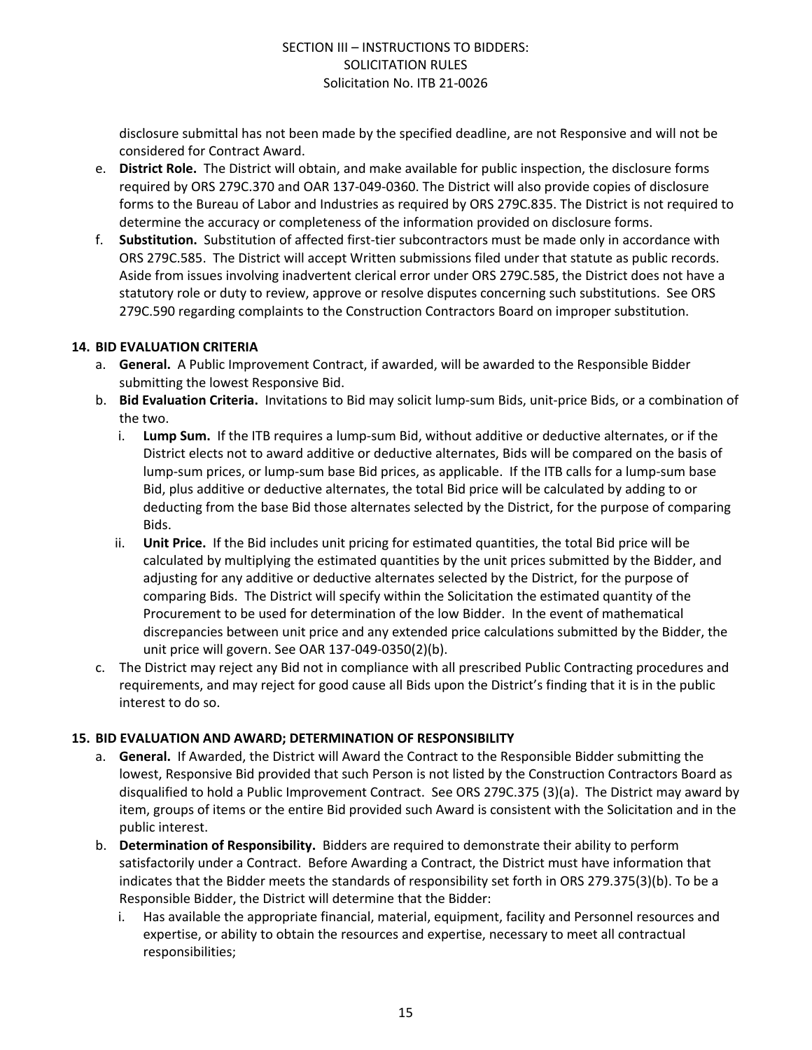disclosure submittal has not been made by the specified deadline, are not Responsive and will not be considered for Contract Award.

e. **District Role.** The District will obtain, and make available for public inspection, the disclosure forms required by ORS 279C.370 and OAR 137-049-0360. The District will also provide copies of disclosure forms to the Bureau of Labor and Industries as required by ORS 279C.835. The District is not required to determine the accuracy or completeness of the information provided on disclosure forms.

f. **Substitution.** Substitution of affected first-tier subcontractors must be made only in accordance with ORS 279C.585. The District will accept Written submissions filed under that statute as public records. Aside from issues involving inadvertent clerical error under ORS 279C.585, the District does not have a statutory role or duty to review, approve or resolve disputes concerning such substitutions. See ORS 279C.590 regarding complaints to the Construction Contractors Board on improper substitution.

**14. BID EVALUATION CRITERIA**

a. **General.** A Public Improvement Contract, if awarded, will be awarded to the Responsible Bidder submitting the lowest Responsive Bid.

b. **Bid Evaluation Criteria.** Invitations to Bid may solicit lump-sum Bids, unit-price Bids, or a combination of the two.

   i. **Lump Sum.** If the ITB requires a lump-sum Bid, without additive or deductive alternates, or if the District elects not to award additive or deductive alternates, Bids will be compared on the basis of lump-sum prices, or lump-sum base Bid prices, as applicable. If the ITB calls for a lump-sum base Bid, plus additive or deductive alternates, the total Bid price will be calculated by adding to or deducting from the base Bid those alternates selected by the District, for the purpose of comparing Bids.

   ii. **Unit Price.** If the Bid includes unit pricing for estimated quantities, the total Bid price will be calculated by multiplying the estimated quantities by the unit prices submitted by the Bidder, and adjusting for any additive or deductive alternates selected by the District, for the purpose of comparing Bids. The District will specify within the Solicitation the estimated quantity of the Procurement to be used for determination of the low Bidder. In the event of mathematical discrepancies between unit price and any extended price calculations submitted by the Bidder, the unit price will govern. See OAR 137-049-0350(2)(b).

c. The District may reject any Bid not in compliance with all prescribed Public Contracting procedures and requirements, and may reject for good cause all Bids upon the District's finding that it is in the public interest to do so.

**15. BID EVALUATION AND AWARD; DETERMINATION OF RESPONSIBILITY**

a. **General.** If Awarded, the District will Award the Contract to the Responsible Bidder submitting the lowest, Responsive Bid provided that such Person is not listed by the Construction Contractors Board as disqualified to hold a Public Improvement Contract. See ORS 279C.375 (3)(a). The District may award by item, groups of items or the entire Bid provided such Award is consistent with the Solicitation and in the public interest.

b. **Determination of Responsibility.** Bidders are required to demonstrate their ability to perform satisfactorily under a Contract. Before Awarding a Contract, the District must have information that indicates that the Bidder meets the standards of responsibility set forth in ORS 279.375(3)(b). To be a Responsible Bidder, the District will determine that the Bidder:

   i. Has available the appropriate financial, material, equipment, facility and Personnel resources and expertise, or ability to obtain the resources and expertise, necessary to meet all contractual responsibilities;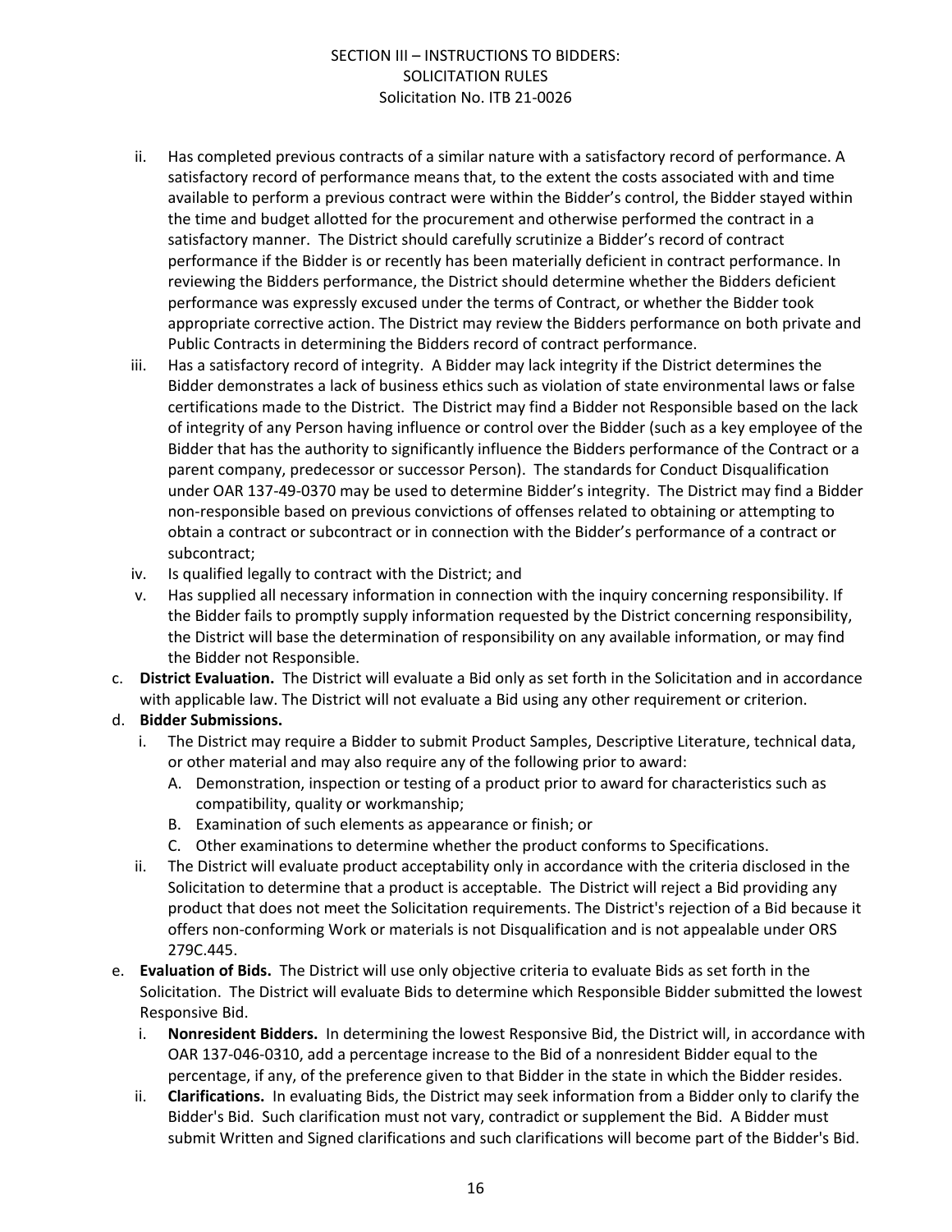ii. Has completed previous contracts of a similar nature with a satisfactory record of performance. A satisfactory record of performance means that, to the extent the costs associated with and time available to perform a previous contract were within the Bidder's control, the Bidder stayed within the time and budget allotted for the procurement and otherwise performed the contract in a satisfactory manner. The District should carefully scrutinize a Bidder's record of contract performance if the Bidder is or recently has been materially deficient in contract performance. In reviewing the Bidders performance, the District should determine whether the Bidders deficient performance was expressly excused under the terms of Contract, or whether the Bidder took appropriate corrective action. The District may review the Bidders performance on both private and Public Contracts in determining the Bidders record of contract performance.

iii. Has a satisfactory record of integrity. A Bidder may lack integrity if the District determines the Bidder demonstrates a lack of business ethics such as violation of state environmental laws or false certifications made to the District. The District may find a Bidder not Responsible based on the lack of integrity of any Person having influence or control over the Bidder (such as a key employee of the Bidder that has the authority to significantly influence the Bidders performance of the Contract or a parent company, predecessor or successor Person). The standards for Conduct Disqualification under OAR 137-49-0370 may be used to determine Bidder's integrity. The District may find a Bidder non-responsible based on previous convictions of offenses related to obtaining or attempting to obtain a contract or subcontract or in connection with the Bidder's performance of a contract or subcontract;

iv. Is qualified legally to contract with the District; and

v. Has supplied all necessary information in connection with the inquiry concerning responsibility. If the Bidder fails to promptly supply information requested by the District concerning responsibility, the District will base the determination of responsibility on any available information, or may find the Bidder not Responsible.

c. **District Evaluation.** The District will evaluate a Bid only as set forth in the Solicitation and in accordance with applicable law. The District will not evaluate a Bid using any other requirement or criterion.

d. **Bidder Submissions.**

   i. The District may require a Bidder to submit Product Samples, Descriptive Literature, technical data, or other material and may also require any of the following prior to award:

      A. Demonstration, inspection or testing of a product prior to award for characteristics such as compatibility, quality or workmanship;

      B. Examination of such elements as appearance or finish; or

      C. Other examinations to determine whether the product conforms to Specifications.

   ii. The District will evaluate product acceptability only in accordance with the criteria disclosed in the Solicitation to determine that a product is acceptable. The District will reject a Bid providing any product that does not meet the Solicitation requirements. The District's rejection of a Bid because it offers non-conforming Work or materials is not Disqualification and is not appealable under ORS 279C.445.

e. **Evaluation of Bids.** The District will use only objective criteria to evaluate Bids as set forth in the Solicitation. The District will evaluate Bids to determine which Responsible Bidder submitted the lowest Responsive Bid.

   i. **Nonresident Bidders.** In determining the lowest Responsive Bid, the District will, in accordance with OAR 137-046-0310, add a percentage increase to the Bid of a nonresident Bidder equal to the percentage, if any, of the preference given to that Bidder in the state in which the Bidder resides.

   ii. **Clarifications.** In evaluating Bids, the District may seek information from a Bidder only to clarify the Bidder's Bid. Such clarification must not vary, contradict or supplement the Bid. A Bidder must submit Written and Signed clarifications and such clarifications will become part of the Bidder's Bid.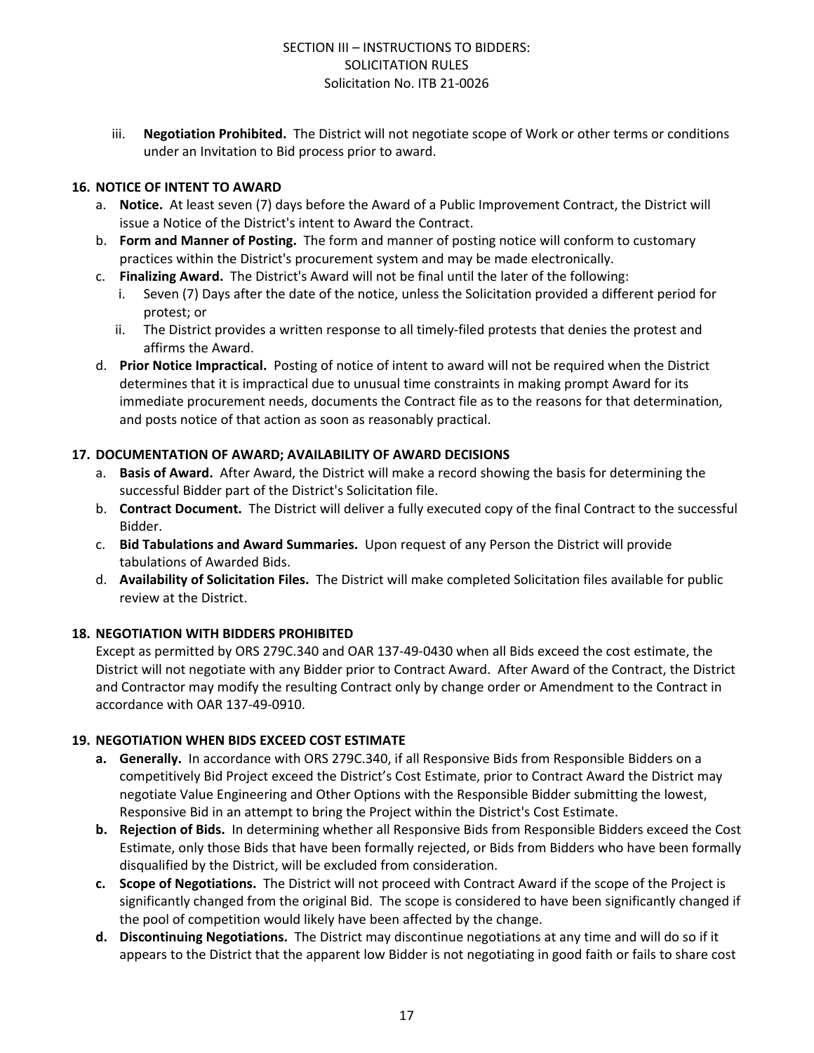iii. **Negotiation Prohibited.** The District will not negotiate scope of Work or other terms or conditions under an Invitation to Bid process prior to award.

**16. NOTICE OF INTENT TO AWARD**

a. **Notice.** At least seven (7) days before the Award of a Public Improvement Contract, the District will issue a Notice of the District's intent to Award the Contract.

b. **Form and Manner of Posting.** The form and manner of posting notice will conform to customary practices within the District's procurement system and may be made electronically.

c. **Finalizing Award.** The District's Award will not be final until the later of the following:

   i. Seven (7) Days after the date of the notice, unless the Solicitation provided a different period for protest; or

   ii. The District provides a written response to all timely-filed protests that denies the protest and affirms the Award.

d. **Prior Notice Impractical.** Posting of notice of intent to award will not be required when the District determines that it is impractical due to unusual time constraints in making prompt Award for its immediate procurement needs, documents the Contract file as to the reasons for that determination, and posts notice of that action as soon as reasonably practical.

**17. DOCUMENTATION OF AWARD; AVAILABILITY OF AWARD DECISIONS**

a. **Basis of Award.** After Award, the District will make a record showing the basis for determining the successful Bidder part of the District's Solicitation file.

b. **Contract Document.** The District will deliver a fully executed copy of the final Contract to the successful Bidder.

c. **Bid Tabulations and Award Summaries.** Upon request of any Person the District will provide tabulations of Awarded Bids.

d. **Availability of Solicitation Files.** The District will make completed Solicitation files available for public review at the District.

**18. NEGOTIATION WITH BIDDERS PROHIBITED**

Except as permitted by ORS 279C.340 and OAR 137-49-0430 when all Bids exceed the cost estimate, the District will not negotiate with any Bidder prior to Contract Award. After Award of the Contract, the District and Contractor may modify the resulting Contract only by change order or Amendment to the Contract in accordance with OAR 137-49-0910.

**19. NEGOTIATION WHEN BIDS EXCEED COST ESTIMATE**

**a. Generally.** In accordance with ORS 279C.340, if all Responsive Bids from Responsible Bidders on a competitively Bid Project exceed the District's Cost Estimate, prior to Contract Award the District may negotiate Value Engineering and Other Options with the Responsible Bidder submitting the lowest, Responsive Bid in an attempt to bring the Project within the District's Cost Estimate.

**b. Rejection of Bids.** In determining whether all Responsive Bids from Responsible Bidders exceed the Cost Estimate, only those Bids that have been formally rejected, or Bids from Bidders who have been formally disqualified by the District, will be excluded from consideration.

**c. Scope of Negotiations.** The District will not proceed with Contract Award if the scope of the Project is significantly changed from the original Bid. The scope is considered to have been significantly changed if the pool of competition would likely have been affected by the change.

**d. Discontinuing Negotiations.** The District may discontinue negotiations at any time and will do so if it appears to the District that the apparent low Bidder is not negotiating in good faith or fails to share cost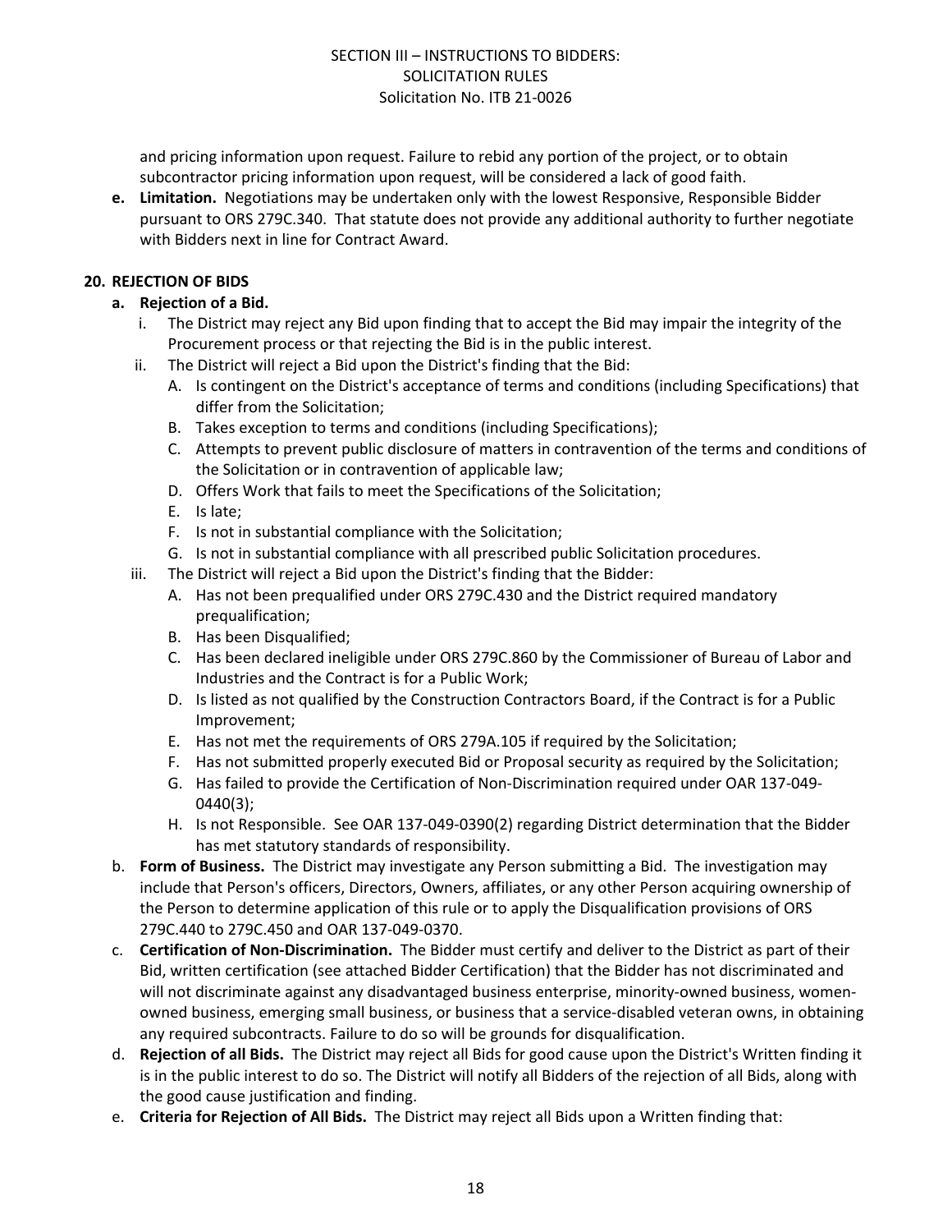and pricing information upon request. Failure to rebid any portion of the project, or to obtain subcontractor pricing information upon request, will be considered a lack of good faith.

**e. Limitation.** Negotiations may be undertaken only with the lowest Responsive, Responsible Bidder pursuant to ORS 279C.340. That statute does not provide any additional authority to further negotiate with Bidders next in line for Contract Award.

## 20. REJECTION OF BIDS

**a. Rejection of a Bid.**

i. The District may reject any Bid upon finding that to accept the Bid may impair the integrity of the Procurement process or that rejecting the Bid is in the public interest.

ii. The District will reject a Bid upon the District's finding that the Bid:

A. Is contingent on the District's acceptance of terms and conditions (including Specifications) that differ from the Solicitation;

B. Takes exception to terms and conditions (including Specifications);

C. Attempts to prevent public disclosure of matters in contravention of the terms and conditions of the Solicitation or in contravention of applicable law;

D. Offers Work that fails to meet the Specifications of the Solicitation;

E. Is late;

F. Is not in substantial compliance with the Solicitation;

G. Is not in substantial compliance with all prescribed public Solicitation procedures.

iii. The District will reject a Bid upon the District's finding that the Bidder:

A. Has not been prequalified under ORS 279C.430 and the District required mandatory prequalification;

B. Has been Disqualified;

C. Has been declared ineligible under ORS 279C.860 by the Commissioner of Bureau of Labor and Industries and the Contract is for a Public Work;

D. Is listed as not qualified by the Construction Contractors Board, if the Contract is for a Public Improvement;

E. Has not met the requirements of ORS 279A.105 if required by the Solicitation;

F. Has not submitted properly executed Bid or Proposal security as required by the Solicitation;

G. Has failed to provide the Certification of Non-Discrimination required under OAR 137-049-0440(3);

H. Is not Responsible. See OAR 137-049-0390(2) regarding District determination that the Bidder has met statutory standards of responsibility.

b. **Form of Business.** The District may investigate any Person submitting a Bid. The investigation may include that Person's officers, Directors, Owners, affiliates, or any other Person acquiring ownership of the Person to determine application of this rule or to apply the Disqualification provisions of ORS 279C.440 to 279C.450 and OAR 137-049-0370.

c. **Certification of Non-Discrimination.** The Bidder must certify and deliver to the District as part of their Bid, written certification (see attached Bidder Certification) that the Bidder has not discriminated and will not discriminate against any disadvantaged business enterprise, minority-owned business, women-owned business, emerging small business, or business that a service-disabled veteran owns, in obtaining any required subcontracts. Failure to do so will be grounds for disqualification.

d. **Rejection of all Bids.** The District may reject all Bids for good cause upon the District's Written finding it is in the public interest to do so. The District will notify all Bidders of the rejection of all Bids, along with the good cause justification and finding.

e. **Criteria for Rejection of All Bids.** The District may reject all Bids upon a Written finding that: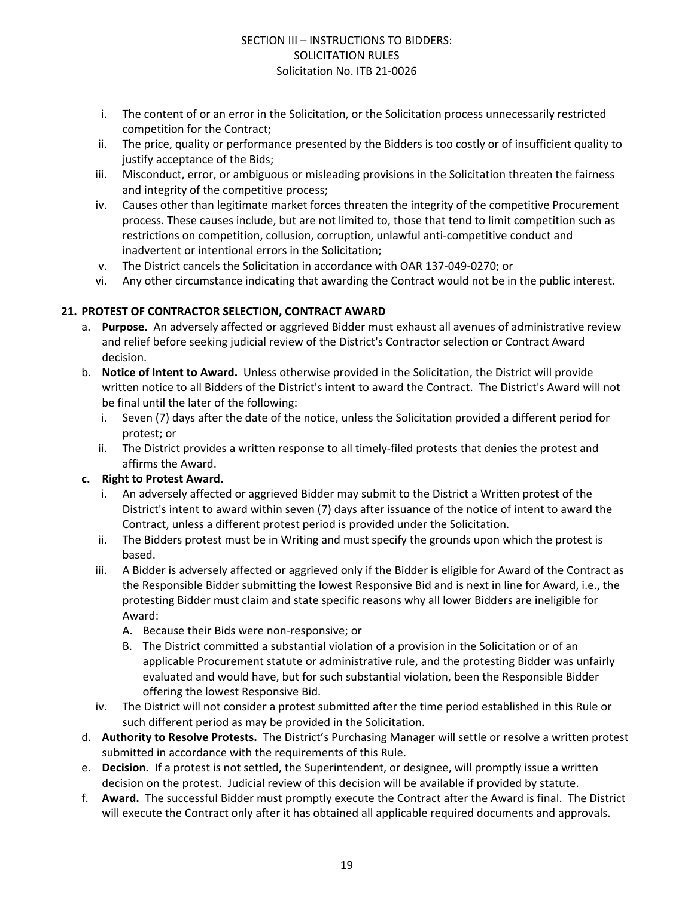i. The content of or an error in the Solicitation, or the Solicitation process unnecessarily restricted competition for the Contract;
ii. The price, quality or performance presented by the Bidders is too costly or of insufficient quality to justify acceptance of the Bids;
iii. Misconduct, error, or ambiguous or misleading provisions in the Solicitation threaten the fairness and integrity of the competitive process;
iv. Causes other than legitimate market forces threaten the integrity of the competitive Procurement process. These causes include, but are not limited to, those that tend to limit competition such as restrictions on competition, collusion, corruption, unlawful anti-competitive conduct and inadvertent or intentional errors in the Solicitation;
v. The District cancels the Solicitation in accordance with OAR 137-049-0270; or
vi. Any other circumstance indicating that awarding the Contract would not be in the public interest.

**21. PROTEST OF CONTRACTOR SELECTION, CONTRACT AWARD**

a. **Purpose.** An adversely affected or aggrieved Bidder must exhaust all avenues of administrative review and relief before seeking judicial review of the District's Contractor selection or Contract Award decision.

b. **Notice of Intent to Award.** Unless otherwise provided in the Solicitation, the District will provide written notice to all Bidders of the District's intent to award the Contract. The District's Award will not be final until the later of the following:
   i. Seven (7) days after the date of the notice, unless the Solicitation provided a different period for protest; or
   ii. The District provides a written response to all timely-filed protests that denies the protest and affirms the Award.

c. **Right to Protest Award.**
   i. An adversely affected or aggrieved Bidder may submit to the District a Written protest of the District's intent to award within seven (7) days after issuance of the notice of intent to award the Contract, unless a different protest period is provided under the Solicitation.
   ii. The Bidders protest must be in Writing and must specify the grounds upon which the protest is based.
   iii. A Bidder is adversely affected or aggrieved only if the Bidder is eligible for Award of the Contract as the Responsible Bidder submitting the lowest Responsive Bid and is next in line for Award, i.e., the protesting Bidder must claim and state specific reasons why all lower Bidders are ineligible for Award:
      A. Because their Bids were non-responsive; or
      B. The District committed a substantial violation of a provision in the Solicitation or of an applicable Procurement statute or administrative rule, and the protesting Bidder was unfairly evaluated and would have, but for such substantial violation, been the Responsible Bidder offering the lowest Responsive Bid.
   iv. The District will not consider a protest submitted after the time period established in this Rule or such different period as may be provided in the Solicitation.

d. **Authority to Resolve Protests.** The District's Purchasing Manager will settle or resolve a written protest submitted in accordance with the requirements of this Rule.

e. **Decision.** If a protest is not settled, the Superintendent, or designee, will promptly issue a written decision on the protest. Judicial review of this decision will be available if provided by statute.

f. **Award.** The successful Bidder must promptly execute the Contract after the Award is final. The District will execute the Contract only after it has obtained all applicable required documents and approvals.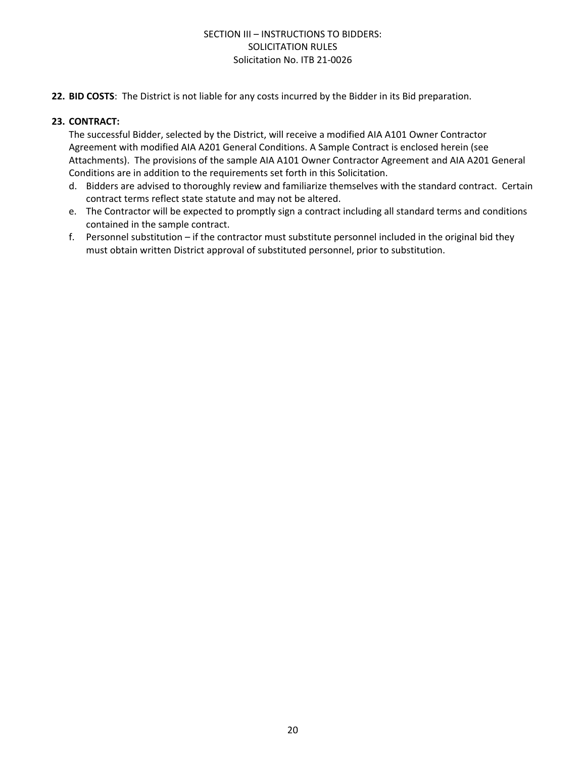**22. BID COSTS**: The District is not liable for any costs incurred by the Bidder in its Bid preparation.

**23. CONTRACT:**

The successful Bidder, selected by the District, will receive a modified AIA A101 Owner Contractor Agreement with modified AIA A201 General Conditions. A Sample Contract is enclosed herein (see Attachments). The provisions of the sample AIA A101 Owner Contractor Agreement and AIA A201 General Conditions are in addition to the requirements set forth in this Solicitation.

d. Bidders are advised to thoroughly review and familiarize themselves with the standard contract. Certain contract terms reflect state statute and may not be altered.

e. The Contractor will be expected to promptly sign a contract including all standard terms and conditions contained in the sample contract.

f. Personnel substitution – if the contractor must substitute personnel included in the original bid they must obtain written District approval of substituted personnel, prior to substitution.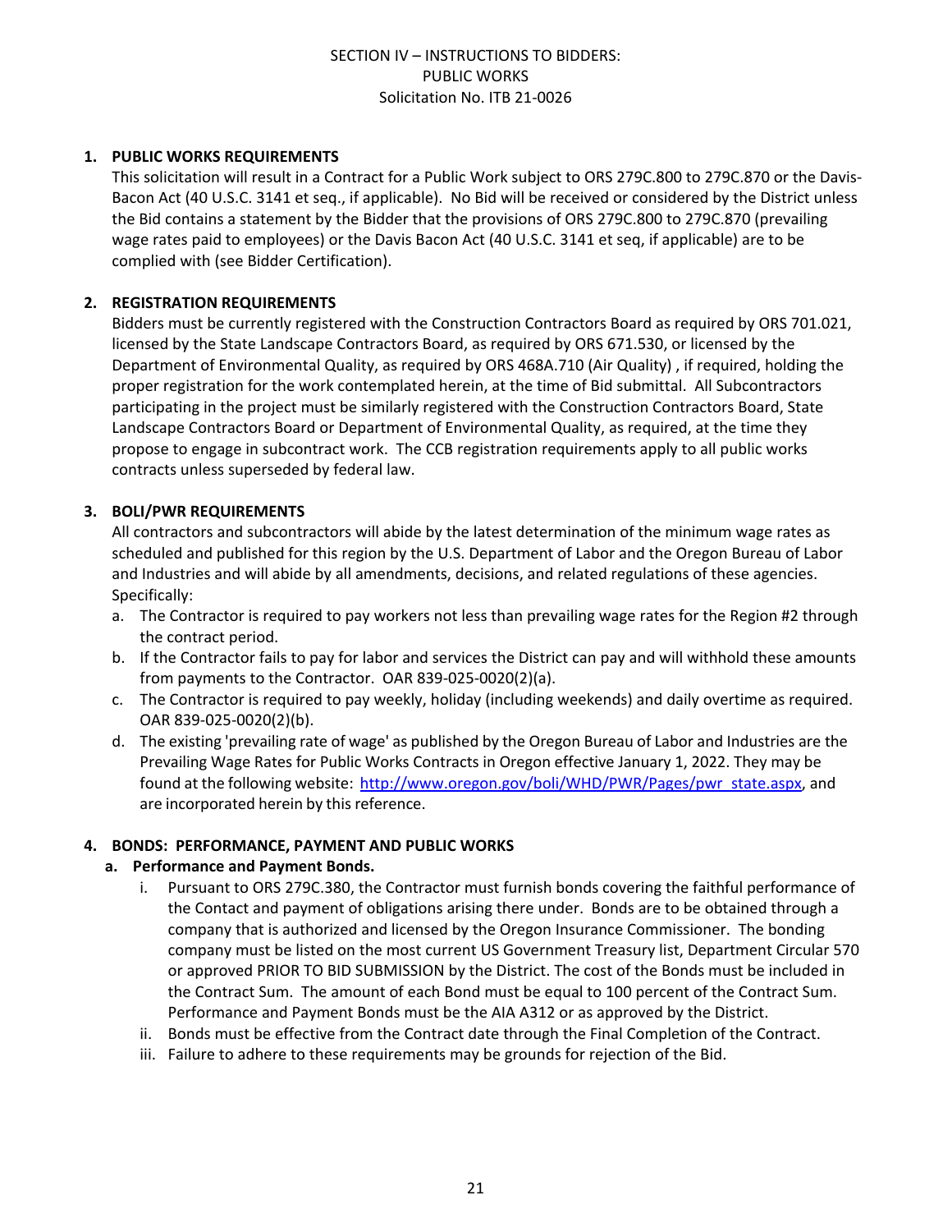SECTION IV – INSTRUCTIONS TO BIDDERS:
PUBLIC WORKS
Solicitation No. ITB 21-0026

**1. PUBLIC WORKS REQUIREMENTS**

This solicitation will result in a Contract for a Public Work subject to ORS 279C.800 to 279C.870 or the Davis-Bacon Act (40 U.S.C. 3141 et seq., if applicable). No Bid will be received or considered by the District unless the Bid contains a statement by the Bidder that the provisions of ORS 279C.800 to 279C.870 (prevailing wage rates paid to employees) or the Davis Bacon Act (40 U.S.C. 3141 et seq, if applicable) are to be complied with (see Bidder Certification).

**2. REGISTRATION REQUIREMENTS**

Bidders must be currently registered with the Construction Contractors Board as required by ORS 701.021, licensed by the State Landscape Contractors Board, as required by ORS 671.530, or licensed by the Department of Environmental Quality, as required by ORS 468A.710 (Air Quality) , if required, holding the proper registration for the work contemplated herein, at the time of Bid submittal. All Subcontractors participating in the project must be similarly registered with the Construction Contractors Board, State Landscape Contractors Board or Department of Environmental Quality, as required, at the time they propose to engage in subcontract work. The CCB registration requirements apply to all public works contracts unless superseded by federal law.

**3. BOLI/PWR REQUIREMENTS**

All contractors and subcontractors will abide by the latest determination of the minimum wage rates as scheduled and published for this region by the U.S. Department of Labor and the Oregon Bureau of Labor and Industries and will abide by all amendments, decisions, and related regulations of these agencies. Specifically:

a. The Contractor is required to pay workers not less than prevailing wage rates for the Region #2 through the contract period.
b. If the Contractor fails to pay for labor and services the District can pay and will withhold these amounts from payments to the Contractor. OAR 839-025-0020(2)(a).
c. The Contractor is required to pay weekly, holiday (including weekends) and daily overtime as required. OAR 839-025-0020(2)(b).
d. The existing 'prevailing rate of wage' as published by the Oregon Bureau of Labor and Industries are the Prevailing Wage Rates for Public Works Contracts in Oregon effective January 1, 2022. They may be found at the following website: [http://www.oregon.gov/boli/WHD/PWR/Pages/pwr_state.aspx](http://www.oregon.gov/boli/WHD/PWR/Pages/pwr_state.aspx), and are incorporated herein by this reference.

**4. BONDS: PERFORMANCE, PAYMENT AND PUBLIC WORKS**

**a. Performance and Payment Bonds.**

i. Pursuant to ORS 279C.380, the Contractor must furnish bonds covering the faithful performance of the Contact and payment of obligations arising there under. Bonds are to be obtained through a company that is authorized and licensed by the Oregon Insurance Commissioner. The bonding company must be listed on the most current US Government Treasury list, Department Circular 570 or approved PRIOR TO BID SUBMISSION by the District. The cost of the Bonds must be included in the Contract Sum. The amount of each Bond must be equal to 100 percent of the Contract Sum. Performance and Payment Bonds must be the AIA A312 or as approved by the District.
ii. Bonds must be effective from the Contract date through the Final Completion of the Contract.
iii. Failure to adhere to these requirements may be grounds for rejection of the Bid.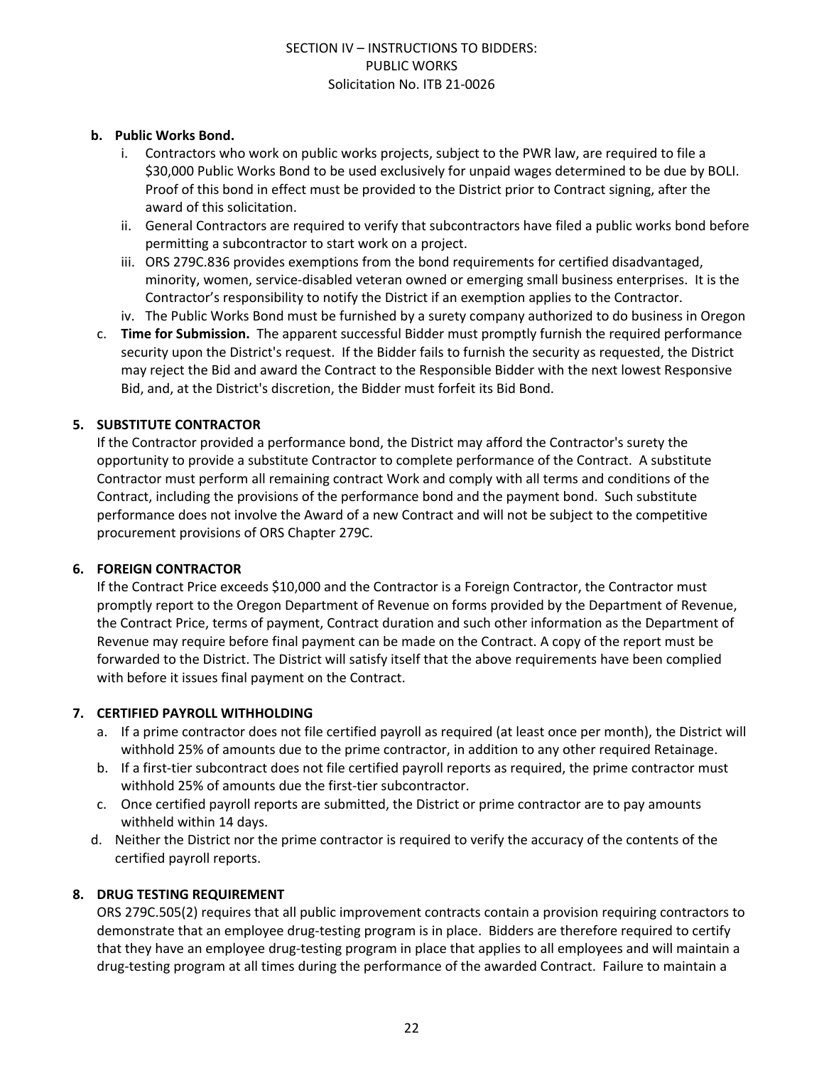**b. Public Works Bond.**

i. Contractors who work on public works projects, subject to the PWR law, are required to file a $30,000 Public Works Bond to be used exclusively for unpaid wages determined to be due by BOLI. Proof of this bond in effect must be provided to the District prior to Contract signing, after the award of this solicitation.

ii. General Contractors are required to verify that subcontractors have filed a public works bond before permitting a subcontractor to start work on a project.

iii. ORS 279C.836 provides exemptions from the bond requirements for certified disadvantaged, minority, women, service-disabled veteran owned or emerging small business enterprises. It is the Contractor's responsibility to notify the District if an exemption applies to the Contractor.

iv. The Public Works Bond must be furnished by a surety company authorized to do business in Oregon

c. **Time for Submission.** The apparent successful Bidder must promptly furnish the required performance security upon the District's request. If the Bidder fails to furnish the security as requested, the District may reject the Bid and award the Contract to the Responsible Bidder with the next lowest Responsive Bid, and, at the District's discretion, the Bidder must forfeit its Bid Bond.

## 5. SUBSTITUTE CONTRACTOR

If the Contractor provided a performance bond, the District may afford the Contractor's surety the opportunity to provide a substitute Contractor to complete performance of the Contract. A substitute Contractor must perform all remaining contract Work and comply with all terms and conditions of the Contract, including the provisions of the performance bond and the payment bond. Such substitute performance does not involve the Award of a new Contract and will not be subject to the competitive procurement provisions of ORS Chapter 279C.

## 6. FOREIGN CONTRACTOR

If the Contract Price exceeds $10,000 and the Contractor is a Foreign Contractor, the Contractor must promptly report to the Oregon Department of Revenue on forms provided by the Department of Revenue, the Contract Price, terms of payment, Contract duration and such other information as the Department of Revenue may require before final payment can be made on the Contract. A copy of the report must be forwarded to the District. The District will satisfy itself that the above requirements have been complied with before it issues final payment on the Contract.

## 7. CERTIFIED PAYROLL WITHHOLDING

a. If a prime contractor does not file certified payroll as required (at least once per month), the District will withhold 25% of amounts due to the prime contractor, in addition to any other required Retainage.

b. If a first-tier subcontract does not file certified payroll reports as required, the prime contractor must withhold 25% of amounts due the first-tier subcontractor.

c. Once certified payroll reports are submitted, the District or prime contractor are to pay amounts withheld within 14 days.

d. Neither the District nor the prime contractor is required to verify the accuracy of the contents of the certified payroll reports.

## 8. DRUG TESTING REQUIREMENT

ORS 279C.505(2) requires that all public improvement contracts contain a provision requiring contractors to demonstrate that an employee drug-testing program is in place. Bidders are therefore required to certify that they have an employee drug-testing program in place that applies to all employees and will maintain a drug-testing program at all times during the performance of the awarded Contract. Failure to maintain a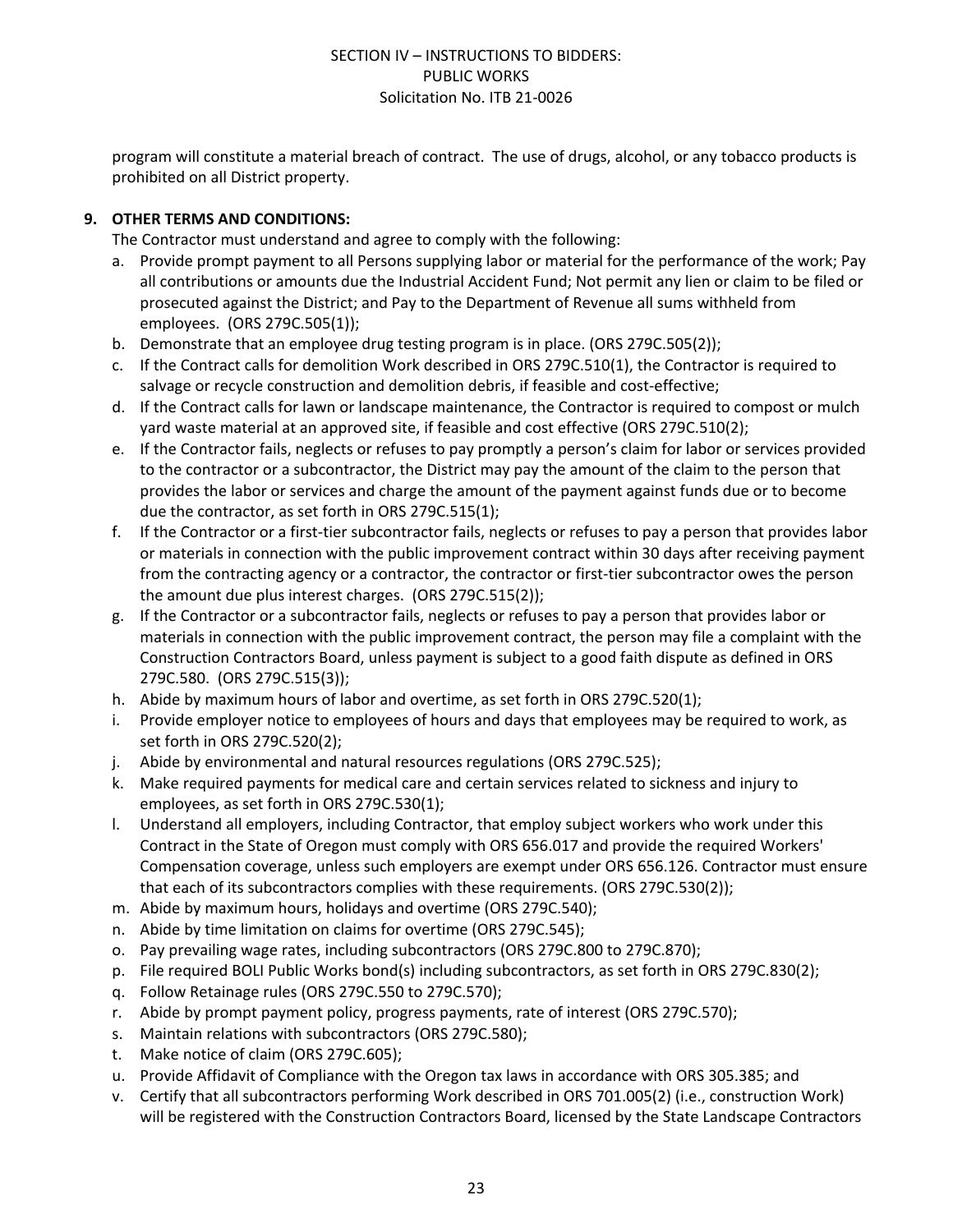program will constitute a material breach of contract. The use of drugs, alcohol, or any tobacco products is prohibited on all District property.

**9. OTHER TERMS AND CONDITIONS:**

The Contractor must understand and agree to comply with the following:

a. Provide prompt payment to all Persons supplying labor or material for the performance of the work; Pay all contributions or amounts due the Industrial Accident Fund; Not permit any lien or claim to be filed or prosecuted against the District; and Pay to the Department of Revenue all sums withheld from employees. (ORS 279C.505(1));

b. Demonstrate that an employee drug testing program is in place. (ORS 279C.505(2));

c. If the Contract calls for demolition Work described in ORS 279C.510(1), the Contractor is required to salvage or recycle construction and demolition debris, if feasible and cost-effective;

d. If the Contract calls for lawn or landscape maintenance, the Contractor is required to compost or mulch yard waste material at an approved site, if feasible and cost effective (ORS 279C.510(2);

e. If the Contractor fails, neglects or refuses to pay promptly a person's claim for labor or services provided to the contractor or a subcontractor, the District may pay the amount of the claim to the person that provides the labor or services and charge the amount of the payment against funds due or to become due the contractor, as set forth in ORS 279C.515(1);

f. If the Contractor or a first-tier subcontractor fails, neglects or refuses to pay a person that provides labor or materials in connection with the public improvement contract within 30 days after receiving payment from the contracting agency or a contractor, the contractor or first-tier subcontractor owes the person the amount due plus interest charges. (ORS 279C.515(2));

g. If the Contractor or a subcontractor fails, neglects or refuses to pay a person that provides labor or materials in connection with the public improvement contract, the person may file a complaint with the Construction Contractors Board, unless payment is subject to a good faith dispute as defined in ORS 279C.580. (ORS 279C.515(3));

h. Abide by maximum hours of labor and overtime, as set forth in ORS 279C.520(1);

i. Provide employer notice to employees of hours and days that employees may be required to work, as set forth in ORS 279C.520(2);

j. Abide by environmental and natural resources regulations (ORS 279C.525);

k. Make required payments for medical care and certain services related to sickness and injury to employees, as set forth in ORS 279C.530(1);

l. Understand all employers, including Contractor, that employ subject workers who work under this Contract in the State of Oregon must comply with ORS 656.017 and provide the required Workers' Compensation coverage, unless such employers are exempt under ORS 656.126. Contractor must ensure that each of its subcontractors complies with these requirements. (ORS 279C.530(2));

m. Abide by maximum hours, holidays and overtime (ORS 279C.540);

n. Abide by time limitation on claims for overtime (ORS 279C.545);

o. Pay prevailing wage rates, including subcontractors (ORS 279C.800 to 279C.870);

p. File required BOLI Public Works bond(s) including subcontractors, as set forth in ORS 279C.830(2);

q. Follow Retainage rules (ORS 279C.550 to 279C.570);

r. Abide by prompt payment policy, progress payments, rate of interest (ORS 279C.570);

s. Maintain relations with subcontractors (ORS 279C.580);

t. Make notice of claim (ORS 279C.605);

u. Provide Affidavit of Compliance with the Oregon tax laws in accordance with ORS 305.385; and

v. Certify that all subcontractors performing Work described in ORS 701.005(2) (i.e., construction Work) will be registered with the Construction Contractors Board, licensed by the State Landscape Contractors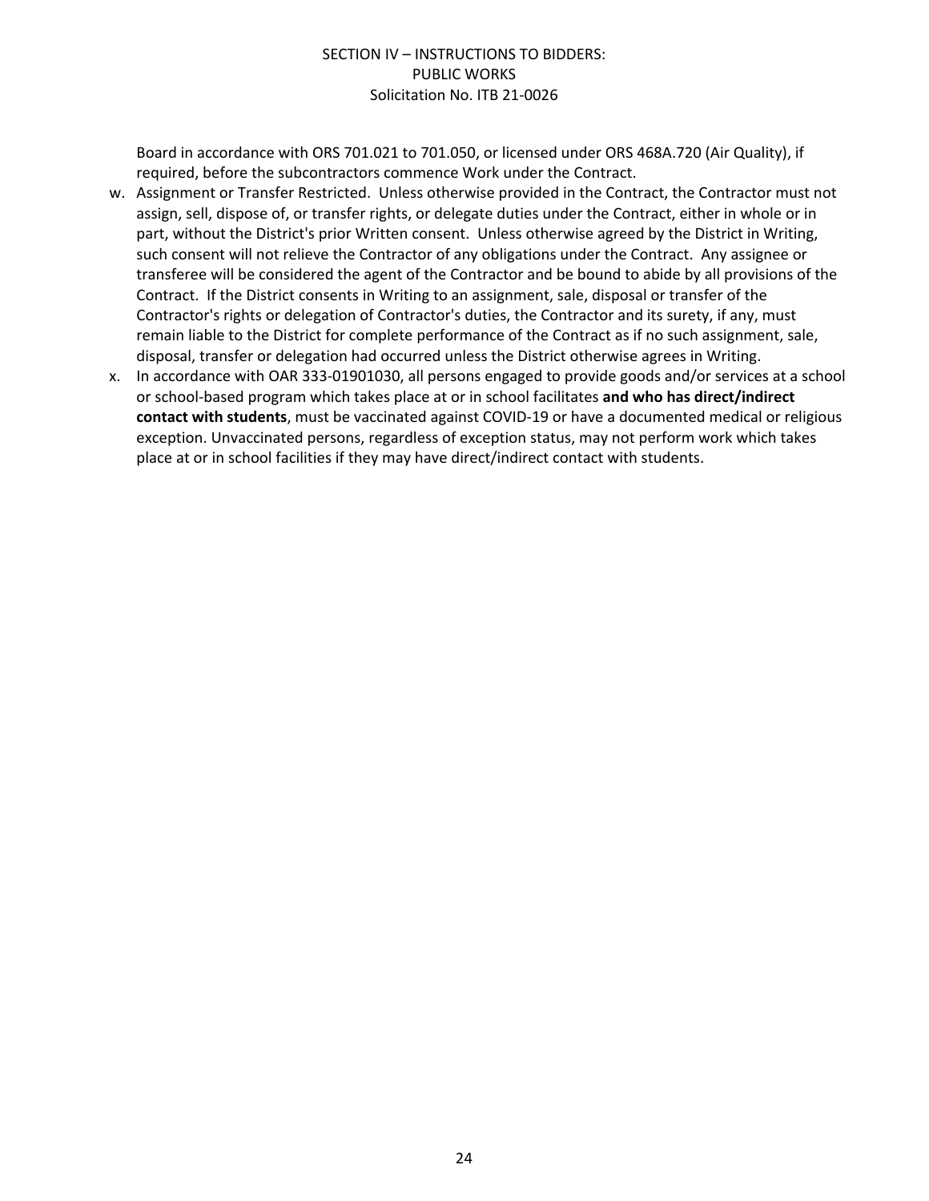Board in accordance with ORS 701.021 to 701.050, or licensed under ORS 468A.720 (Air Quality), if required, before the subcontractors commence Work under the Contract.

w. Assignment or Transfer Restricted. Unless otherwise provided in the Contract, the Contractor must not assign, sell, dispose of, or transfer rights, or delegate duties under the Contract, either in whole or in part, without the District's prior Written consent. Unless otherwise agreed by the District in Writing, such consent will not relieve the Contractor of any obligations under the Contract. Any assignee or transferee will be considered the agent of the Contractor and be bound to abide by all provisions of the Contract. If the District consents in Writing to an assignment, sale, disposal or transfer of the Contractor's rights or delegation of Contractor's duties, the Contractor and its surety, if any, must remain liable to the District for complete performance of the Contract as if no such assignment, sale, disposal, transfer or delegation had occurred unless the District otherwise agrees in Writing.

x. In accordance with OAR 333-01901030, all persons engaged to provide goods and/or services at a school or school-based program which takes place at or in school facilitates **and who has direct/indirect contact with students**, must be vaccinated against COVID-19 or have a documented medical or religious exception. Unvaccinated persons, regardless of exception status, may not perform work which takes place at or in school facilities if they may have direct/indirect contact with students.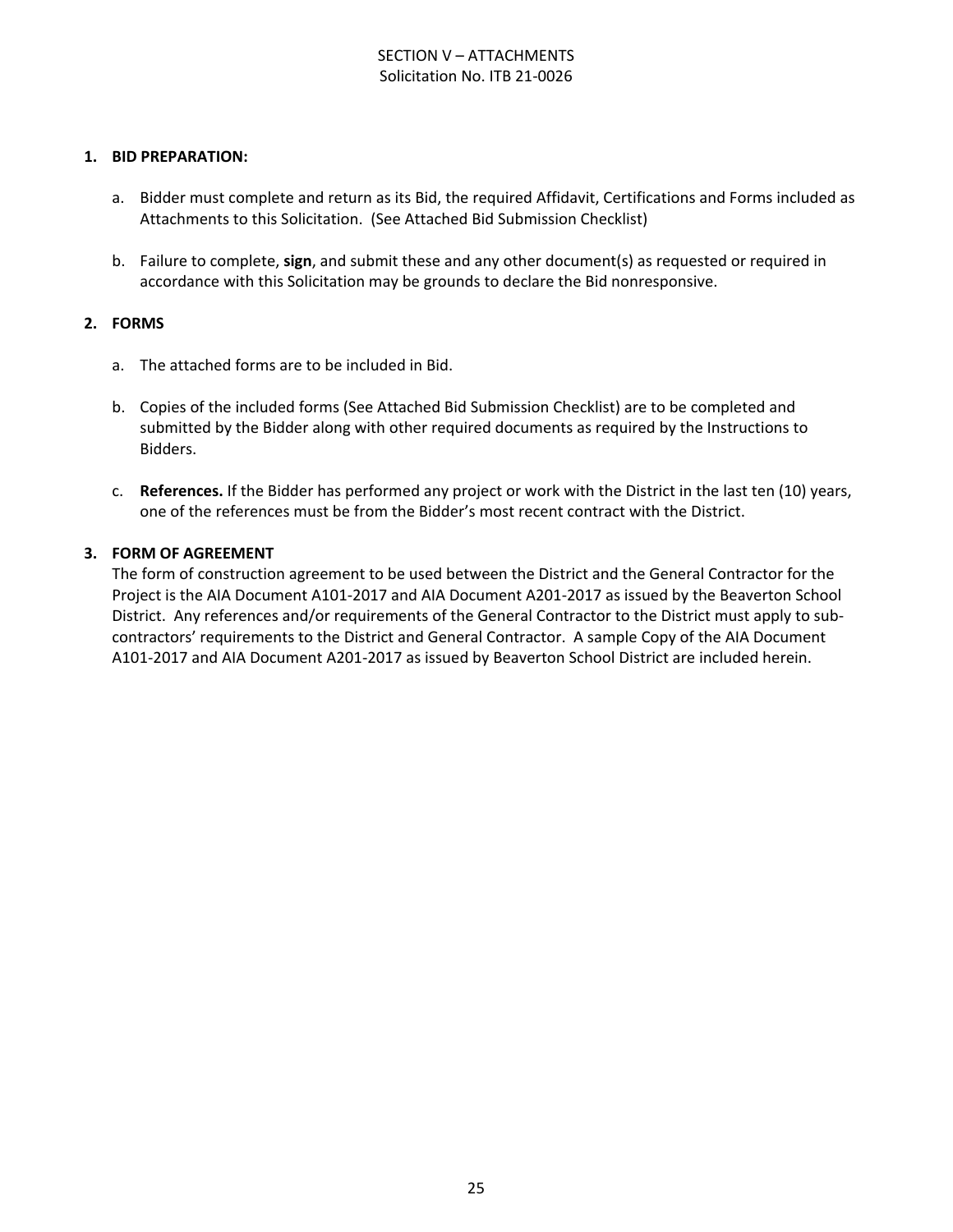SECTION V – ATTACHMENTS
Solicitation No. ITB 21-0026

**1. BID PREPARATION:**

a. Bidder must complete and return as its Bid, the required Affidavit, Certifications and Forms included as Attachments to this Solicitation. (See Attached Bid Submission Checklist)

b. Failure to complete, **sign**, and submit these and any other document(s) as requested or required in accordance with this Solicitation may be grounds to declare the Bid nonresponsive.

**2. FORMS**

a. The attached forms are to be included in Bid.

b. Copies of the included forms (See Attached Bid Submission Checklist) are to be completed and submitted by the Bidder along with other required documents as required by the Instructions to Bidders.

c. **References.** If the Bidder has performed any project or work with the District in the last ten (10) years, one of the references must be from the Bidder's most recent contract with the District.

**3. FORM OF AGREEMENT**

The form of construction agreement to be used between the District and the General Contractor for the Project is the AIA Document A101-2017 and AIA Document A201-2017 as issued by the Beaverton School District. Any references and/or requirements of the General Contractor to the District must apply to sub-contractors' requirements to the District and General Contractor. A sample Copy of the AIA Document A101-2017 and AIA Document A201-2017 as issued by Beaverton School District are included herein.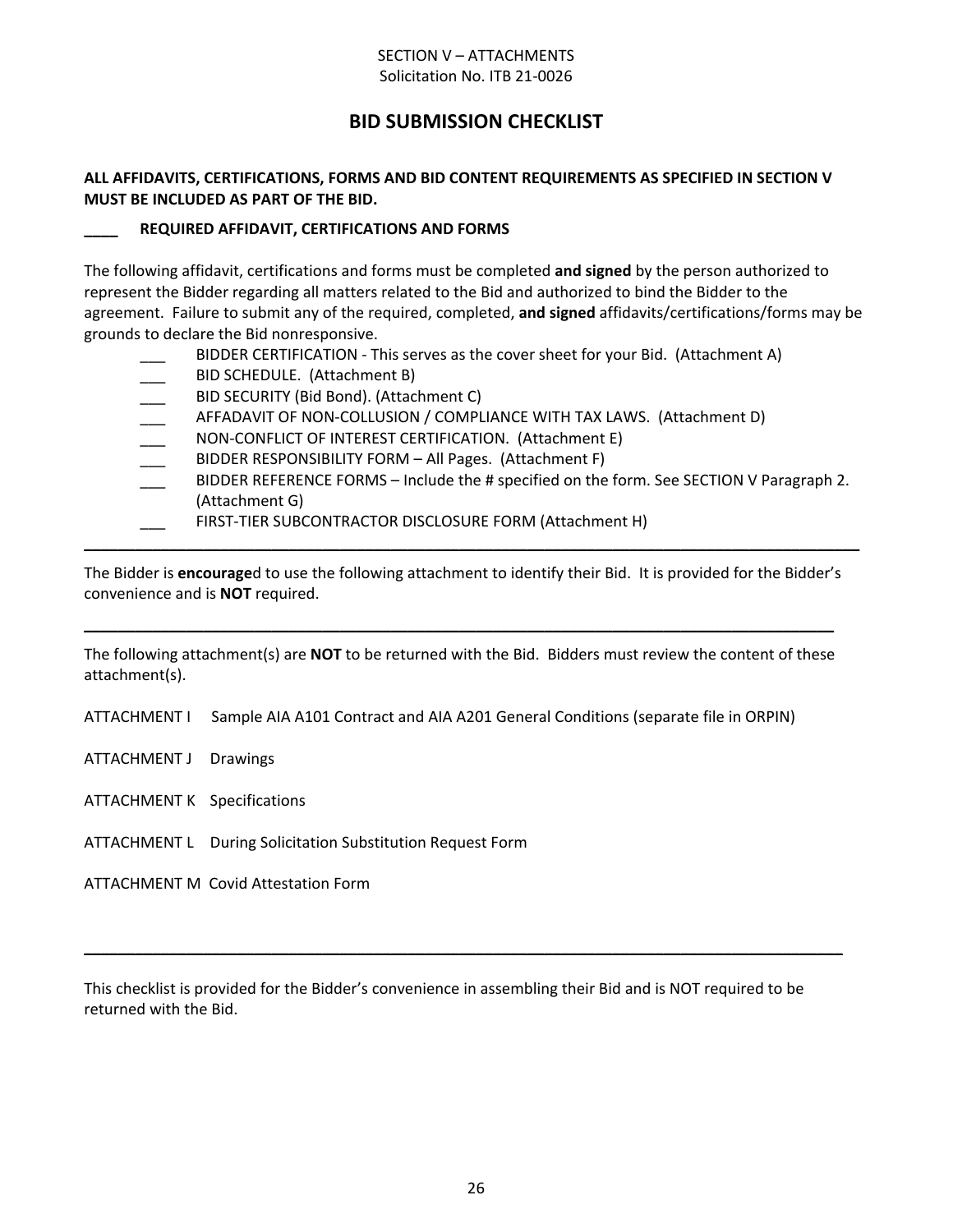SECTION V – ATTACHMENTS
Solicitation No. ITB 21-0026

# BID SUBMISSION CHECKLIST

**ALL AFFIDAVITS, CERTIFICATIONS, FORMS AND BID CONTENT REQUIREMENTS AS SPECIFIED IN SECTION V MUST BE INCLUDED AS PART OF THE BID.**

**____ REQUIRED AFFIDAVIT, CERTIFICATIONS AND FORMS**

The following affidavit, certifications and forms must be completed **and signed** by the person authorized to represent the Bidder regarding all matters related to the Bid and authorized to bind the Bidder to the agreement. Failure to submit any of the required, completed, **and signed** affidavits/certifications/forms may be grounds to declare the Bid nonresponsive.

- ___ BIDDER CERTIFICATION - This serves as the cover sheet for your Bid. (Attachment A)
- ___ BID SCHEDULE. (Attachment B)
- ___ BID SECURITY (Bid Bond). (Attachment C)
- ___ AFFADAVIT OF NON-COLLUSION / COMPLIANCE WITH TAX LAWS. (Attachment D)
- ___ NON-CONFLICT OF INTEREST CERTIFICATION. (Attachment E)
- ___ BIDDER RESPONSIBILITY FORM – All Pages. (Attachment F)
- ___ BIDDER REFERENCE FORMS – Include the # specified on the form. See SECTION V Paragraph 2. (Attachment G)
- ___ FIRST-TIER SUBCONTRACTOR DISCLOSURE FORM (Attachment H)

---

The Bidder is **encourage**d to use the following attachment to identify their Bid. It is provided for the Bidder's convenience and is **NOT** required.

---

The following attachment(s) are **NOT** to be returned with the Bid. Bidders must review the content of these attachment(s).

ATTACHMENT I Sample AIA A101 Contract and AIA A201 General Conditions (separate file in ORPIN)

ATTACHMENT J Drawings

ATTACHMENT K Specifications

ATTACHMENT L During Solicitation Substitution Request Form

ATTACHMENT M Covid Attestation Form

---

This checklist is provided for the Bidder's convenience in assembling their Bid and is NOT required to be returned with the Bid.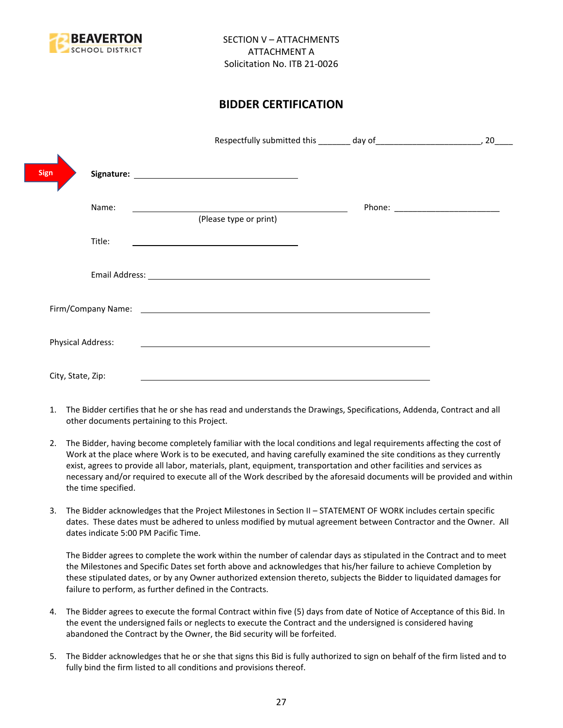SECTION V – ATTACHMENTS
ATTACHMENT A
Solicitation No. ITB 21-0026

## BIDDER CERTIFICATION

Respectfully submitted this _______ day of_______________________, 20____

Sign **Signature:** ______________________________

Name: ________________________________________ Phone: _______________________

(Please type or print)

Title: ______________________________

Email Address: ____________________________________________________

Firm/Company Name: ____________________________________________________

Physical Address: ____________________________________________________

City, State, Zip: ____________________________________________________

1. The Bidder certifies that he or she has read and understands the Drawings, Specifications, Addenda, Contract and all other documents pertaining to this Project.

2. The Bidder, having become completely familiar with the local conditions and legal requirements affecting the cost of Work at the place where Work is to be executed, and having carefully examined the site conditions as they currently exist, agrees to provide all labor, materials, plant, equipment, transportation and other facilities and services as necessary and/or required to execute all of the Work described by the aforesaid documents will be provided and within the time specified.

3. The Bidder acknowledges that the Project Milestones in Section II – STATEMENT OF WORK includes certain specific dates. These dates must be adhered to unless modified by mutual agreement between Contractor and the Owner. All dates indicate 5:00 PM Pacific Time.

   The Bidder agrees to complete the work within the number of calendar days as stipulated in the Contract and to meet the Milestones and Specific Dates set forth above and acknowledges that his/her failure to achieve Completion by these stipulated dates, or by any Owner authorized extension thereto, subjects the Bidder to liquidated damages for failure to perform, as further defined in the Contracts.

4. The Bidder agrees to execute the formal Contract within five (5) days from date of Notice of Acceptance of this Bid. In the event the undersigned fails or neglects to execute the Contract and the undersigned is considered having abandoned the Contract by the Owner, the Bid security will be forfeited.

5. The Bidder acknowledges that he or she that signs this Bid is fully authorized to sign on behalf of the firm listed and to fully bind the firm listed to all conditions and provisions thereof.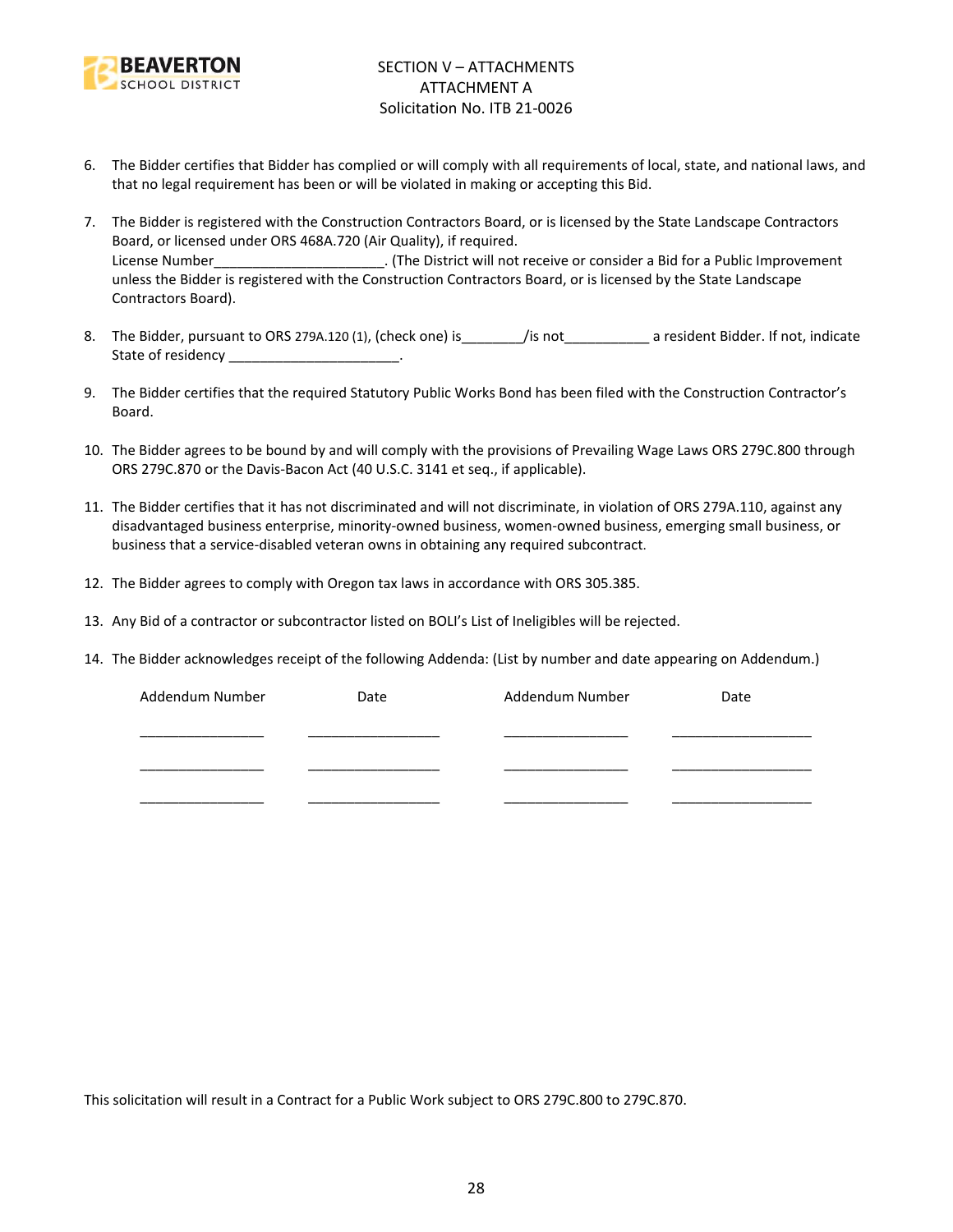SECTION V – ATTACHMENTS
ATTACHMENT A
Solicitation No. ITB 21-0026

6. The Bidder certifies that Bidder has complied or will comply with all requirements of local, state, and national laws, and that no legal requirement has been or will be violated in making or accepting this Bid.

7. The Bidder is registered with the Construction Contractors Board, or is licensed by the State Landscape Contractors Board, or licensed under ORS 468A.720 (Air Quality), if required.
License Number______________________. (The District will not receive or consider a Bid for a Public Improvement unless the Bidder is registered with the Construction Contractors Board, or is licensed by the State Landscape Contractors Board).

8. The Bidder, pursuant to ORS 279A.120 (1), (check one) is________/is not___________ a resident Bidder. If not, indicate State of residency ______________________.

9. The Bidder certifies that the required Statutory Public Works Bond has been filed with the Construction Contractor's Board.

10. The Bidder agrees to be bound by and will comply with the provisions of Prevailing Wage Laws ORS 279C.800 through ORS 279C.870 or the Davis-Bacon Act (40 U.S.C. 3141 et seq., if applicable).

11. The Bidder certifies that it has not discriminated and will not discriminate, in violation of ORS 279A.110, against any disadvantaged business enterprise, minority-owned business, women-owned business, emerging small business, or business that a service-disabled veteran owns in obtaining any required subcontract.

12. The Bidder agrees to comply with Oregon tax laws in accordance with ORS 305.385.

13. Any Bid of a contractor or subcontractor listed on BOLI's List of Ineligibles will be rejected.

14. The Bidder acknowledges receipt of the following Addenda: (List by number and date appearing on Addendum.)

| Addendum Number | Date | Addendum Number | Date |
|---|---|---|---|
| ________________ | _________________ | ________________ | __________________ |
| ________________ | _________________ | ________________ | __________________ |
| ________________ | _________________ | ________________ | __________________ |

This solicitation will result in a Contract for a Public Work subject to ORS 279C.800 to 279C.870.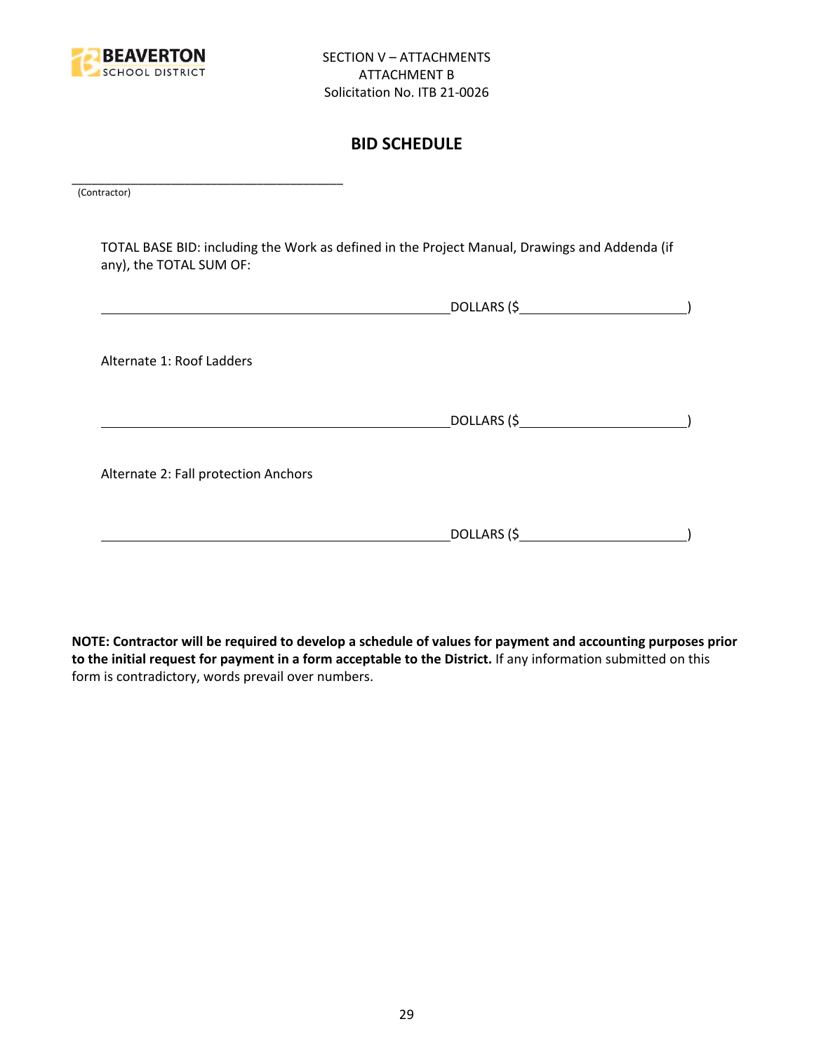SECTION V – ATTACHMENTS
ATTACHMENT B
Solicitation No. ITB 21-0026

## BID SCHEDULE

\_\_\_\_\_\_\_\_\_\_\_\_\_\_\_\_\_\_\_\_\_\_\_\_\_\_\_\_\_\_\_\_\_\_\_\_\_\_\_\_\_
(Contractor)

TOTAL BASE BID: including the Work as defined in the Project Manual, Drawings and Addenda (if any), the TOTAL SUM OF:

\_\_\_\_\_\_\_\_\_\_\_\_\_\_\_\_\_\_\_\_\_\_\_\_\_\_\_\_\_\_\_\_\_\_\_\_\_\_\_\_\_\_\_\_\_\_\_\_DOLLARS ($\_\_\_\_\_\_\_\_\_\_\_\_\_\_\_\_\_\_\_\_\_\_\_\_)

Alternate 1: Roof Ladders

\_\_\_\_\_\_\_\_\_\_\_\_\_\_\_\_\_\_\_\_\_\_\_\_\_\_\_\_\_\_\_\_\_\_\_\_\_\_\_\_\_\_\_\_\_\_\_\_DOLLARS ($\_\_\_\_\_\_\_\_\_\_\_\_\_\_\_\_\_\_\_\_\_\_\_\_)

Alternate 2: Fall protection Anchors

\_\_\_\_\_\_\_\_\_\_\_\_\_\_\_\_\_\_\_\_\_\_\_\_\_\_\_\_\_\_\_\_\_\_\_\_\_\_\_\_\_\_\_\_\_\_\_\_DOLLARS ($\_\_\_\_\_\_\_\_\_\_\_\_\_\_\_\_\_\_\_\_\_\_\_\_)

**NOTE: Contractor will be required to develop a schedule of values for payment and accounting purposes prior to the initial request for payment in a form acceptable to the District.** If any information submitted on this form is contradictory, words prevail over numbers.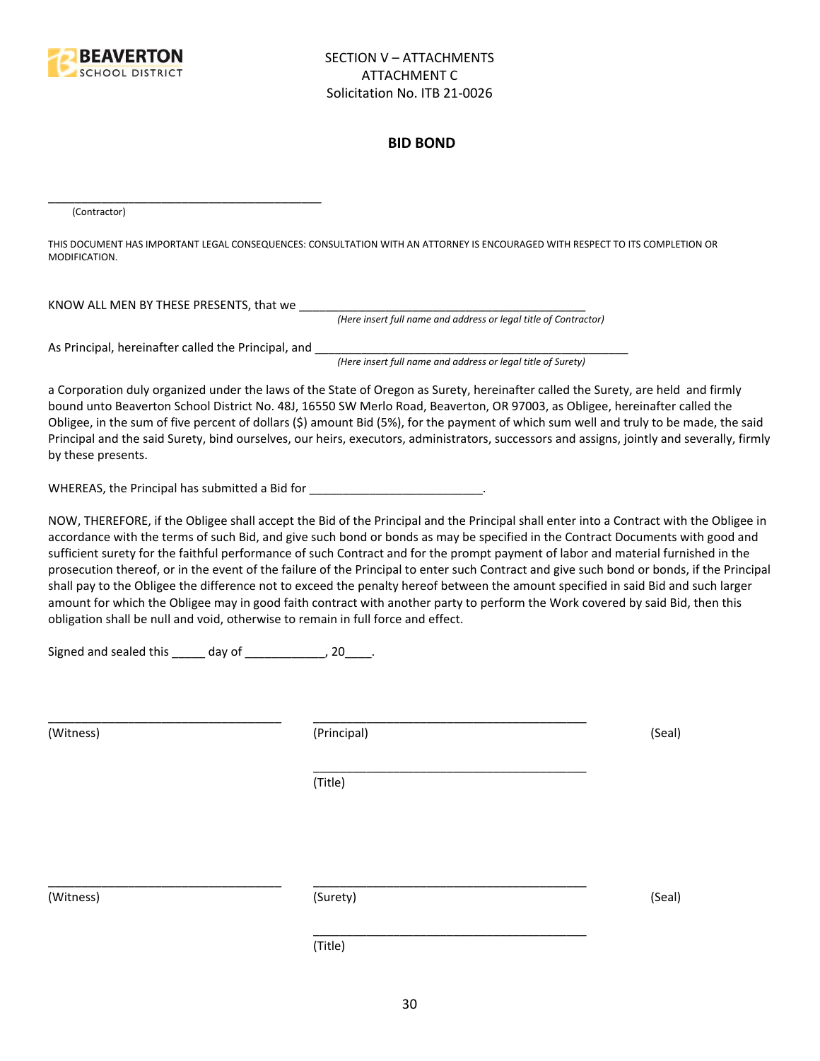SECTION V – ATTACHMENTS
ATTACHMENT C
Solicitation No. ITB 21-0026

## BID BOND

_____________________________________________
(Contractor)

THIS DOCUMENT HAS IMPORTANT LEGAL CONSEQUENCES: CONSULTATION WITH AN ATTORNEY IS ENCOURAGED WITH RESPECT TO ITS COMPLETION OR MODIFICATION.

KNOW ALL MEN BY THESE PRESENTS, that we _____________________________________________
*(Here insert full name and address or legal title of Contractor)*

As Principal, hereinafter called the Principal, and _____________________________________________
*(Here insert full name and address or legal title of Surety)*

a Corporation duly organized under the laws of the State of Oregon as Surety, hereinafter called the Surety, are held and firmly bound unto Beaverton School District No. 48J, 16550 SW Merlo Road, Beaverton, OR 97003, as Obligee, hereinafter called the Obligee, in the sum of five percent of dollars ($) amount Bid (5%), for the payment of which sum well and truly to be made, the said Principal and the said Surety, bind ourselves, our heirs, executors, administrators, successors and assigns, jointly and severally, firmly by these presents.

WHEREAS, the Principal has submitted a Bid for __________________________.

NOW, THEREFORE, if the Obligee shall accept the Bid of the Principal and the Principal shall enter into a Contract with the Obligee in accordance with the terms of such Bid, and give such bond or bonds as may be specified in the Contract Documents with good and sufficient surety for the faithful performance of such Contract and for the prompt payment of labor and material furnished in the prosecution thereof, or in the event of the failure of the Principal to enter such Contract and give such bond or bonds, if the Principal shall pay to the Obligee the difference not to exceed the penalty hereof between the amount specified in said Bid and such larger amount for which the Obligee may in good faith contract with another party to perform the Work covered by said Bid, then this obligation shall be null and void, otherwise to remain in full force and effect.

Signed and sealed this _____ day of ____________, 20____.

___________________________________ ___________________________________________
(Witness) (Principal) (Seal)

___________________________________________
(Title)

___________________________________ ___________________________________________
(Witness) (Surety) (Seal)

___________________________________________
(Title)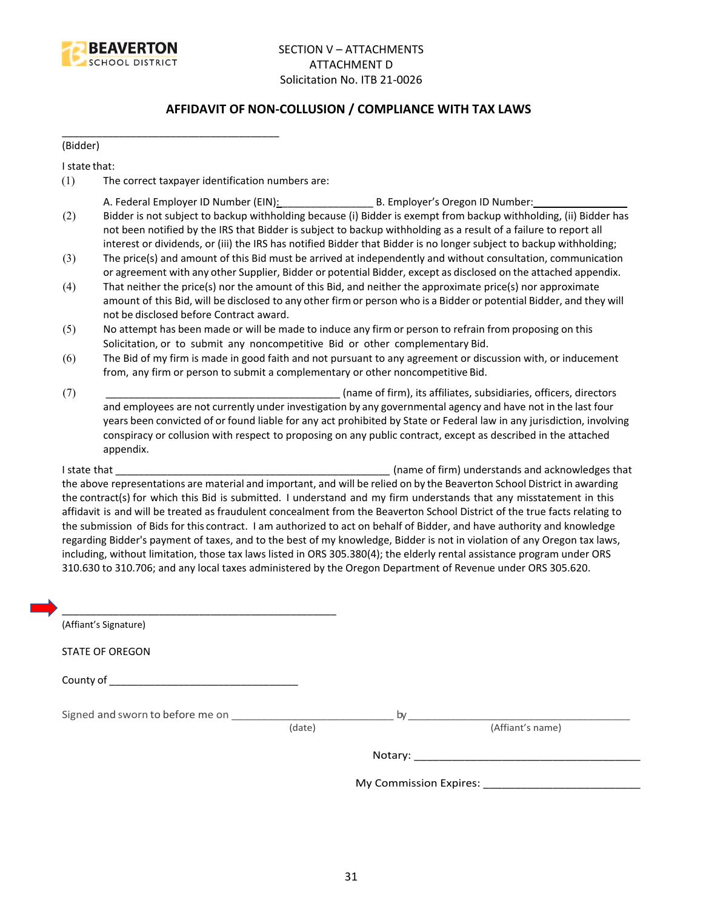SECTION V – ATTACHMENTS
ATTACHMENT D
Solicitation No. ITB 21-0026

## AFFIDAVIT OF NON-COLLUSION / COMPLIANCE WITH TAX LAWS

_____________________________________
(Bidder)

I state that:

(1) The correct taxpayer identification numbers are:

A. Federal Employer ID Number (EIN):_________________ B. Employer's Oregon ID Number:_________________

(2) Bidder is not subject to backup withholding because (i) Bidder is exempt from backup withholding, (ii) Bidder has not been notified by the IRS that Bidder is subject to backup withholding as a result of a failure to report all interest or dividends, or (iii) the IRS has notified Bidder that Bidder is no longer subject to backup withholding;

(3) The price(s) and amount of this Bid must be arrived at independently and without consultation, communication or agreement with any other Supplier, Bidder or potential Bidder, except as disclosed on the attached appendix.

(4) That neither the price(s) nor the amount of this Bid, and neither the approximate price(s) nor approximate amount of this Bid, will be disclosed to any other firm or person who is a Bidder or potential Bidder, and they will not be disclosed before Contract award.

(5) No attempt has been made or will be made to induce any firm or person to refrain from proposing on this Solicitation, or to submit any noncompetitive Bid or other complementary Bid.

(6) The Bid of my firm is made in good faith and not pursuant to any agreement or discussion with, or inducement from, any firm or person to submit a complementary or other noncompetitive Bid.

(7) _________________________________________ (name of firm), its affiliates, subsidiaries, officers, directors and employees are not currently under investigation by any governmental agency and have not in the last four years been convicted of or found liable for any act prohibited by State or Federal law in any jurisdiction, involving conspiracy or collusion with respect to proposing on any public contract, except as described in the attached appendix.

I state that _________________________________________________ (name of firm) understands and acknowledges that the above representations are material and important, and will be relied on by the Beaverton School District in awarding the contract(s) for which this Bid is submitted. I understand and my firm understands that any misstatement in this affidavit is and will be treated as fraudulent concealment from the Beaverton School District of the true facts relating to the submission of Bids for this contract. I am authorized to act on behalf of Bidder, and have authority and knowledge regarding Bidder's payment of taxes, and to the best of my knowledge, Bidder is not in violation of any Oregon tax laws, including, without limitation, those tax laws listed in ORS 305.380(4); the elderly rental assistance program under ORS 310.630 to 310.706; and any local taxes administered by the Oregon Department of Revenue under ORS 305.620.

_________________________________________________
(Affiant's Signature)

STATE OF OREGON

County of _________________________________

Signed and sworn to before me on ____________________________ by ______________________________________
(date) (Affiant's name)

Notary: ______________________________________

My Commission Expires: __________________________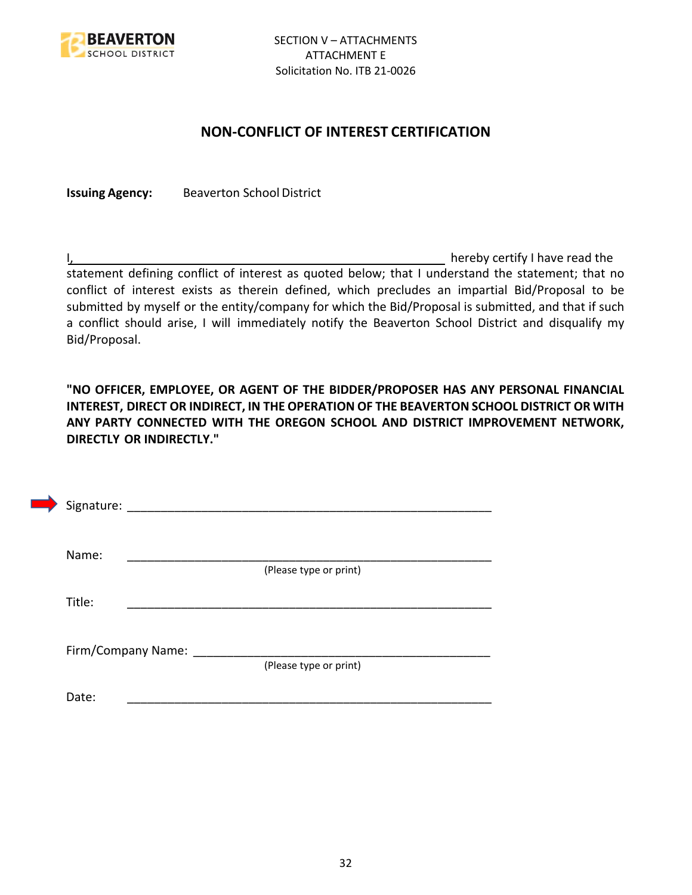SECTION V – ATTACHMENTS
ATTACHMENT E
Solicitation No. ITB 21-0026

## NON-CONFLICT OF INTEREST CERTIFICATION

**Issuing Agency:** Beaverton School District

I,\_\_\_\_\_\_\_\_\_\_\_\_\_\_\_\_\_\_\_\_\_\_\_\_\_\_\_\_\_\_\_\_\_\_\_\_\_\_\_\_\_\_\_\_\_\_\_\_\_\_\_\_\_\_ hereby certify I have read the statement defining conflict of interest as quoted below; that I understand the statement; that no conflict of interest exists as therein defined, which precludes an impartial Bid/Proposal to be submitted by myself or the entity/company for which the Bid/Proposal is submitted, and that if such a conflict should arise, I will immediately notify the Beaverton School District and disqualify my Bid/Proposal.

**"NO OFFICER, EMPLOYEE, OR AGENT OF THE BIDDER/PROPOSER HAS ANY PERSONAL FINANCIAL INTEREST, DIRECT OR INDIRECT, IN THE OPERATION OF THE BEAVERTON SCHOOL DISTRICT OR WITH ANY PARTY CONNECTED WITH THE OREGON SCHOOL AND DISTRICT IMPROVEMENT NETWORK, DIRECTLY OR INDIRECTLY."**

Signature: \_\_\_\_\_\_\_\_\_\_\_\_\_\_\_\_\_\_\_\_\_\_\_\_\_\_\_\_\_\_\_\_\_\_\_\_\_\_\_\_\_\_\_\_\_\_\_\_\_\_\_\_

Name: \_\_\_\_\_\_\_\_\_\_\_\_\_\_\_\_\_\_\_\_\_\_\_\_\_\_\_\_\_\_\_\_\_\_\_\_\_\_\_\_\_\_\_\_\_\_\_\_\_\_\_\_
(Please type or print)

Title: \_\_\_\_\_\_\_\_\_\_\_\_\_\_\_\_\_\_\_\_\_\_\_\_\_\_\_\_\_\_\_\_\_\_\_\_\_\_\_\_\_\_\_\_\_\_\_\_\_\_\_\_

Firm/Company Name: \_\_\_\_\_\_\_\_\_\_\_\_\_\_\_\_\_\_\_\_\_\_\_\_\_\_\_\_\_\_\_\_\_\_\_\_\_\_\_\_\_\_\_\_
(Please type or print)

Date: \_\_\_\_\_\_\_\_\_\_\_\_\_\_\_\_\_\_\_\_\_\_\_\_\_\_\_\_\_\_\_\_\_\_\_\_\_\_\_\_\_\_\_\_\_\_\_\_\_\_\_\_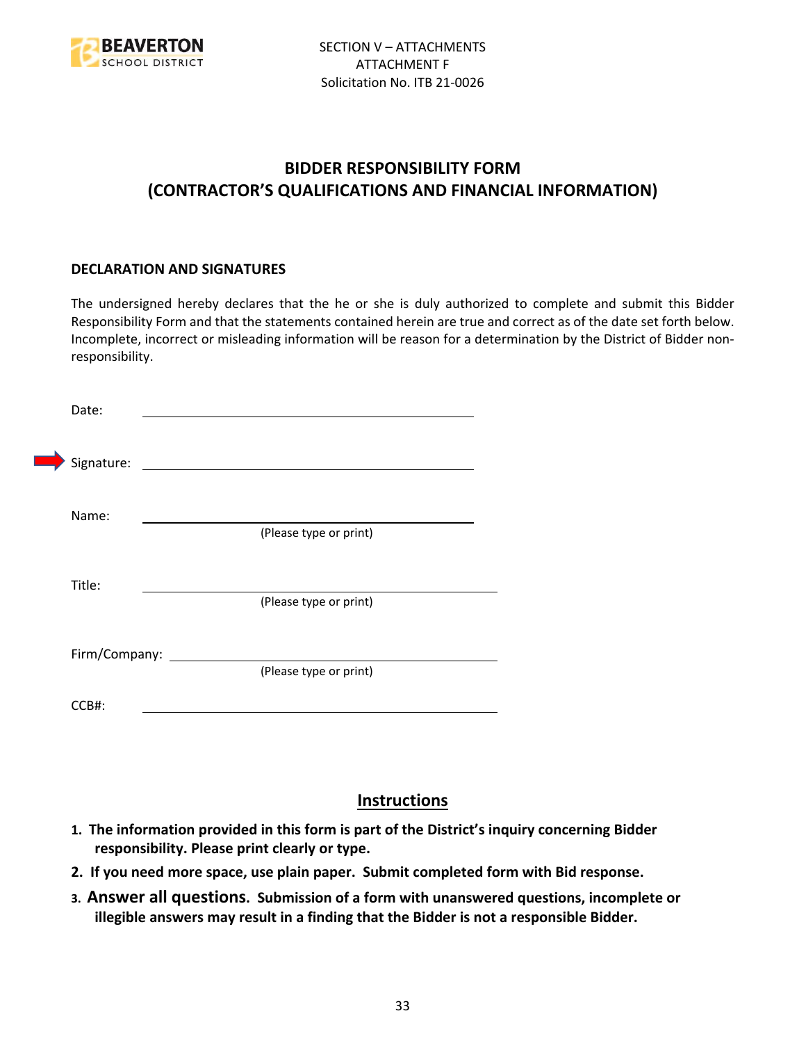SECTION V – ATTACHMENTS
ATTACHMENT F
Solicitation No. ITB 21-0026

# BIDDER RESPONSIBILITY FORM
# (CONTRACTOR'S QUALIFICATIONS AND FINANCIAL INFORMATION)

**DECLARATION AND SIGNATURES**

The undersigned hereby declares that the he or she is duly authorized to complete and submit this Bidder Responsibility Form and that the statements contained herein are true and correct as of the date set forth below. Incomplete, incorrect or misleading information will be reason for a determination by the District of Bidder non-responsibility.

Date: ______________________________

Signature: ______________________________

Name: ______________________________
(Please type or print)

Title: ______________________________
(Please type or print)

Firm/Company: ______________________________
(Please type or print)

CCB#: ______________________________

## Instructions

1. **The information provided in this form is part of the District's inquiry concerning Bidder responsibility. Please print clearly or type.**
2. **If you need more space, use plain paper. Submit completed form with Bid response.**
3. **Answer all questions. Submission of a form with unanswered questions, incomplete or illegible answers may result in a finding that the Bidder is not a responsible Bidder.**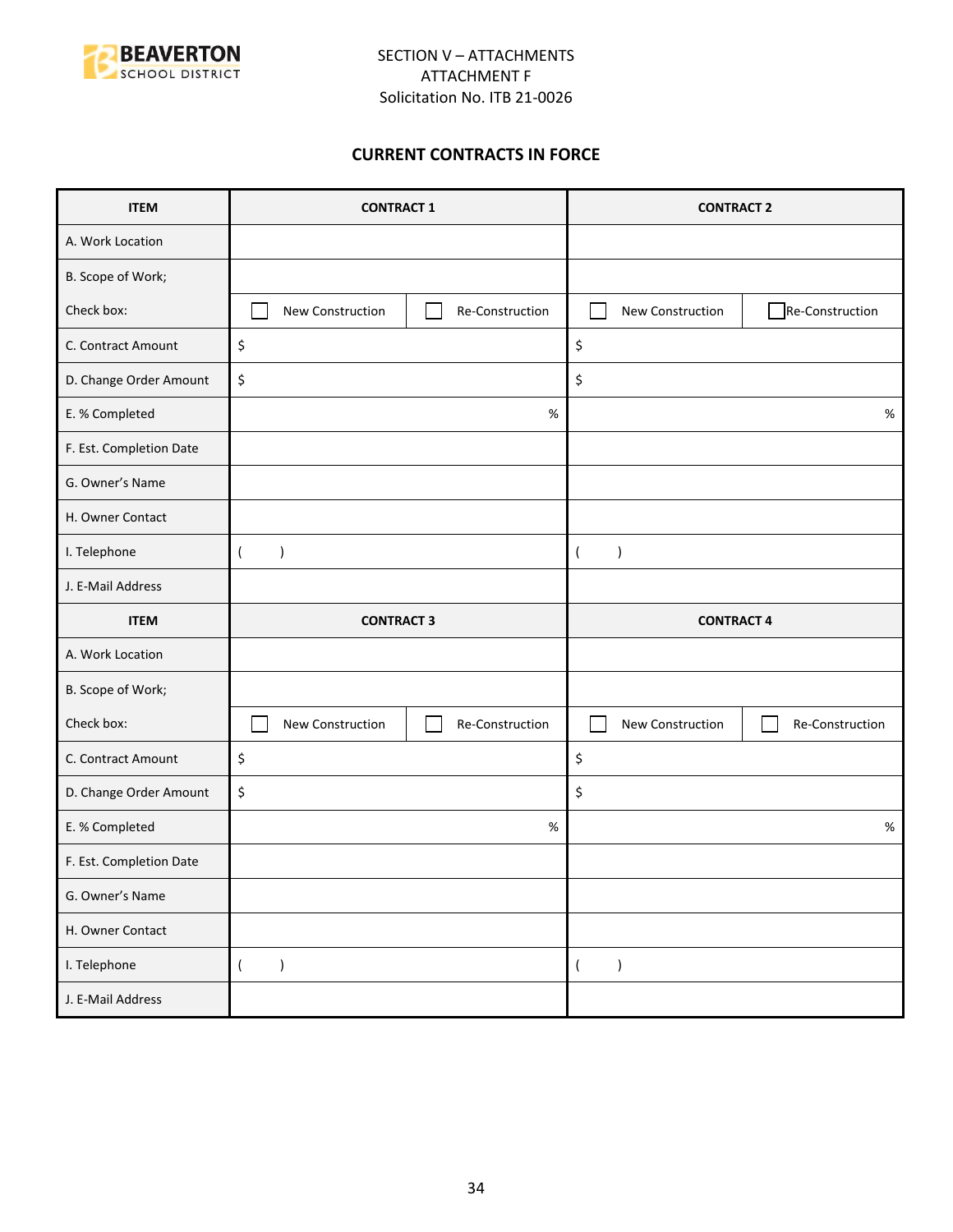SECTION V – ATTACHMENTS
ATTACHMENT F
Solicitation No. ITB 21-0026

## CURRENT CONTRACTS IN FORCE

| ITEM | CONTRACT 1 | | CONTRACT 2 | |
|---|---|---|---|---|
| A. Work Location | | | | |
| B. Scope of Work; | | | | |
| Check box: | ☐ New Construction | ☐ Re-Construction | ☐ New Construction | ☐ Re-Construction |
| C. Contract Amount | $ | | $ | |
| D. Change Order Amount | $ | | $ | |
| E. % Completed | % | | % | |
| F. Est. Completion Date | | | | |
| G. Owner's Name | | | | |
| H. Owner Contact | | | | |
| I. Telephone | ( ) | | ( ) | |
| J. E-Mail Address | | | | |
| **ITEM** | **CONTRACT 3** | | **CONTRACT 4** | |
| A. Work Location | | | | |
| B. Scope of Work; | | | | |
| Check box: | ☐ New Construction | ☐ Re-Construction | ☐ New Construction | ☐ Re-Construction |
| C. Contract Amount | $ | | $ | |
| D. Change Order Amount | $ | | $ | |
| E. % Completed | % | | % | |
| F. Est. Completion Date | | | | |
| G. Owner's Name | | | | |
| H. Owner Contact | | | | |
| I. Telephone | ( ) | | ( ) | |
| J. E-Mail Address | | | | |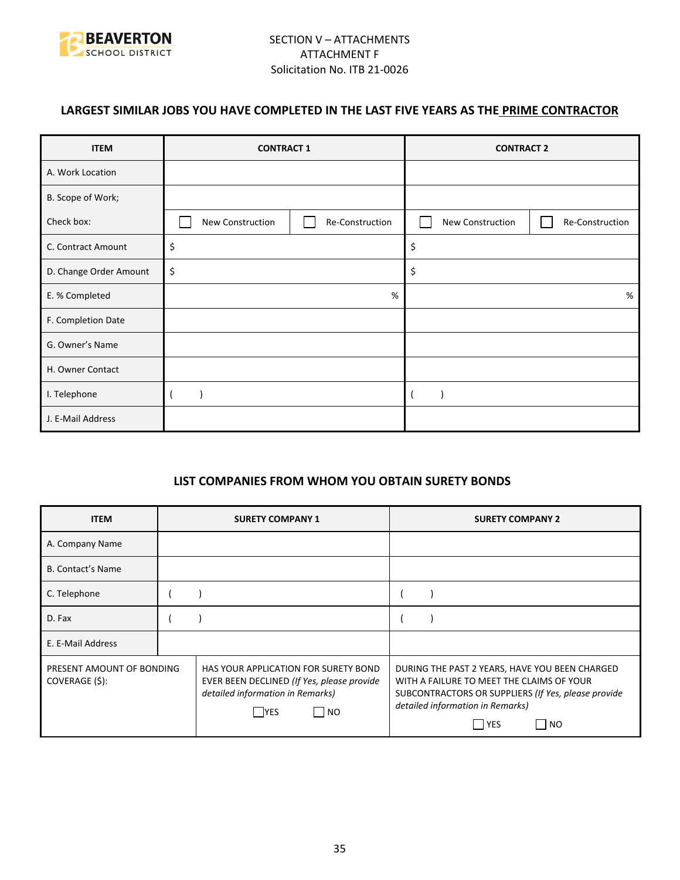SECTION V – ATTACHMENTS
ATTACHMENT F
Solicitation No. ITB 21-0026

## LARGEST SIMILAR JOBS YOU HAVE COMPLETED IN THE LAST FIVE YEARS AS THE PRIME CONTRACTOR

| ITEM | CONTRACT 1 | | CONTRACT 2 | |
|---|---|---|---|---|
| A. Work Location | | | | |
| B. Scope of Work; | | | | |
| Check box: | ☐ New Construction | ☐ Re-Construction | ☐ New Construction | ☐ Re-Construction |
| C. Contract Amount | $ | | $ | |
| D. Change Order Amount | $ | | $ | |
| E. % Completed | % | | % | |
| F. Completion Date | | | | |
| G. Owner's Name | | | | |
| H. Owner Contact | | | | |
| I. Telephone | (   ) | | (   ) | |
| J. E-Mail Address | | | | |

## LIST COMPANIES FROM WHOM YOU OBTAIN SURETY BONDS

| ITEM | SURETY COMPANY 1 | SURETY COMPANY 2 |
|---|---|---|
| A. Company Name | | |
| B. Contact's Name | | |
| C. Telephone | (   ) | (   ) |
| D. Fax | (   ) | (   ) |
| E. E-Mail Address | | |
| PRESENT AMOUNT OF BONDING COVERAGE ($): | HAS YOUR APPLICATION FOR SURETY BOND EVER BEEN DECLINED *(If Yes, please provide detailed information in Remarks)* ☐ YES ☐ NO | DURING THE PAST 2 YEARS, HAVE YOU BEEN CHARGED WITH A FAILURE TO MEET THE CLAIMS OF YOUR SUBCONTRACTORS OR SUPPLIERS *(If Yes, please provide detailed information in Remarks)* ☐ YES ☐ NO |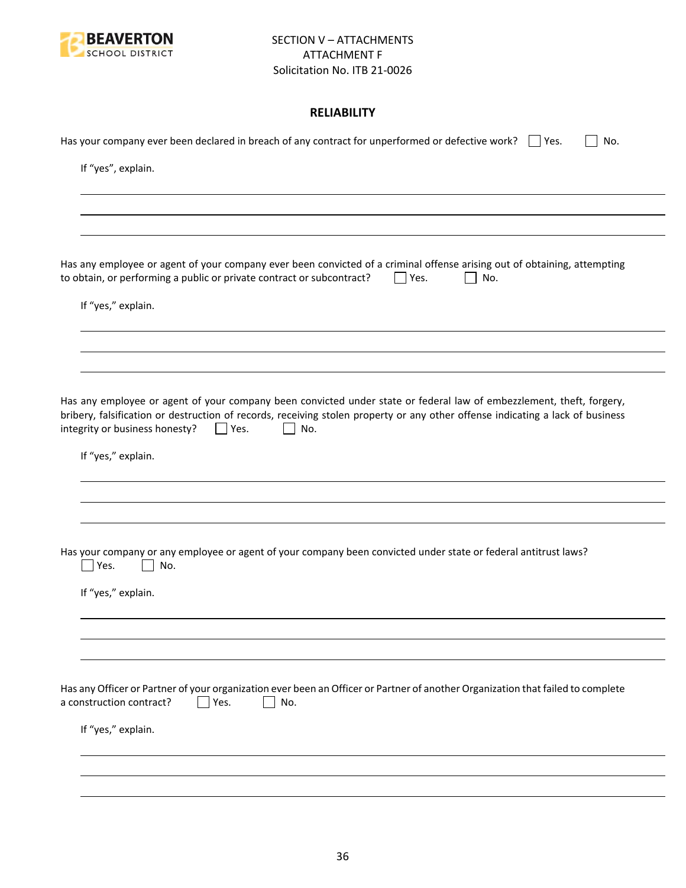SECTION V – ATTACHMENTS
ATTACHMENT F
Solicitation No. ITB 21-0026

## RELIABILITY

Has your company ever been declared in breach of any contract for unperformed or defective work? ☐ Yes. ☐ No.

If "yes", explain.

_______________________________________________________________

_______________________________________________________________

_______________________________________________________________

Has any employee or agent of your company ever been convicted of a criminal offense arising out of obtaining, attempting to obtain, or performing a public or private contract or subcontract? ☐ Yes. ☐ No.

If "yes," explain.

_______________________________________________________________

_______________________________________________________________

_______________________________________________________________

Has any employee or agent of your company been convicted under state or federal law of embezzlement, theft, forgery, bribery, falsification or destruction of records, receiving stolen property or any other offense indicating a lack of business integrity or business honesty? ☐ Yes. ☐ No.

If "yes," explain.

_______________________________________________________________

_______________________________________________________________

_______________________________________________________________

Has your company or any employee or agent of your company been convicted under state or federal antitrust laws?
☐ Yes. ☐ No.

If "yes," explain.

_______________________________________________________________

_______________________________________________________________

_______________________________________________________________

Has any Officer or Partner of your organization ever been an Officer or Partner of another Organization that failed to complete a construction contract? ☐ Yes. ☐ No.

If "yes," explain.

_______________________________________________________________

_______________________________________________________________

_______________________________________________________________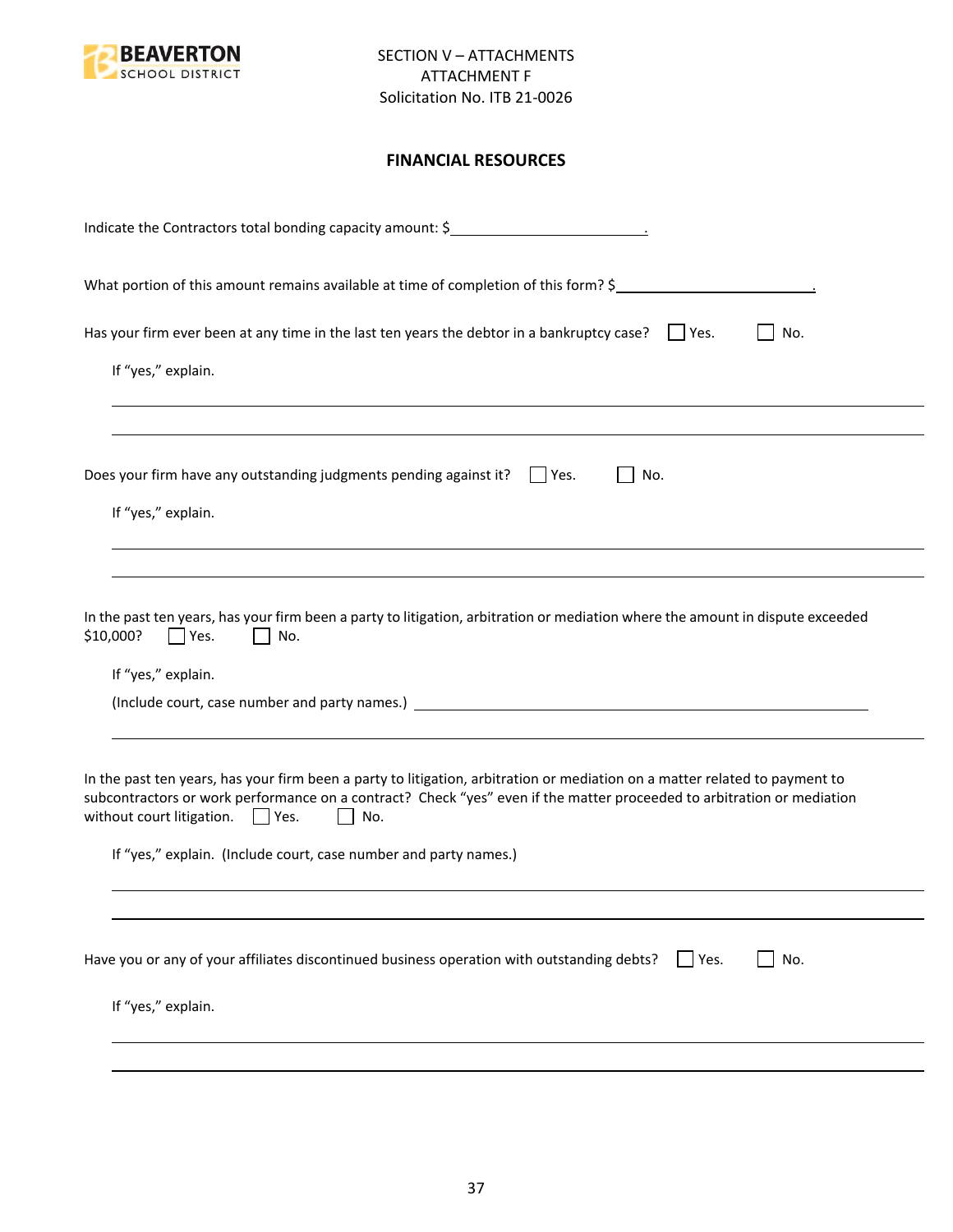SECTION V – ATTACHMENTS
ATTACHMENT F
Solicitation No. ITB 21-0026

## FINANCIAL RESOURCES

Indicate the Contractors total bonding capacity amount: $________________________.

What portion of this amount remains available at time of completion of this form? $________________________.

Has your firm ever been at any time in the last ten years the debtor in a bankruptcy case? ☐ Yes. ☐ No.

If "yes," explain.

______________________________________________________________________

______________________________________________________________________

Does your firm have any outstanding judgments pending against it? ☐ Yes. ☐ No.

If "yes," explain.

______________________________________________________________________

______________________________________________________________________

In the past ten years, has your firm been a party to litigation, arbitration or mediation where the amount in dispute exceeded $10,000? ☐ Yes. ☐ No.

If "yes," explain.

(Include court, case number and party names.) ______________________________________________

______________________________________________________________________

In the past ten years, has your firm been a party to litigation, arbitration or mediation on a matter related to payment to subcontractors or work performance on a contract? Check "yes" even if the matter proceeded to arbitration or mediation without court litigation. ☐ Yes. ☐ No.

If "yes," explain. (Include court, case number and party names.)

______________________________________________________________________

______________________________________________________________________

Have you or any of your affiliates discontinued business operation with outstanding debts? ☐ Yes. ☐ No.

If "yes," explain.

______________________________________________________________________

______________________________________________________________________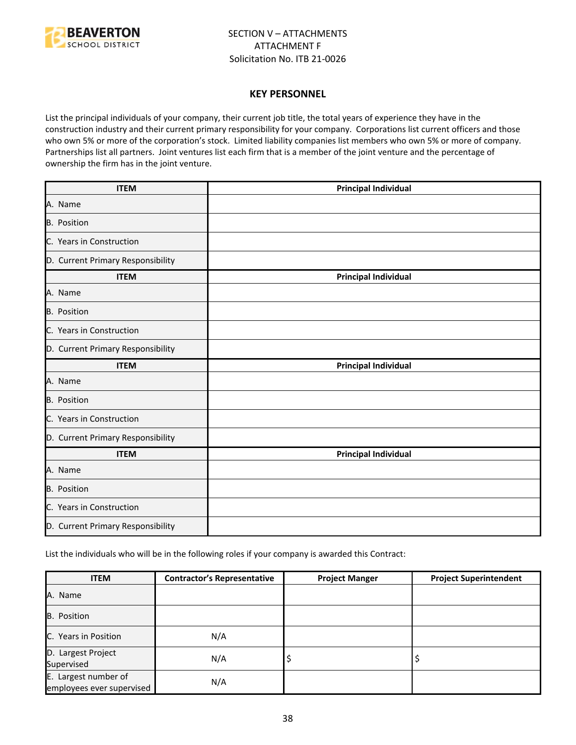SECTION V – ATTACHMENTS
ATTACHMENT F
Solicitation No. ITB 21-0026

## KEY PERSONNEL

List the principal individuals of your company, their current job title, the total years of experience they have in the construction industry and their current primary responsibility for your company. Corporations list current officers and those who own 5% or more of the corporation's stock. Limited liability companies list members who own 5% or more of company. Partnerships list all partners. Joint ventures list each firm that is a member of the joint venture and the percentage of ownership the firm has in the joint venture.

| ITEM | Principal Individual |
|---|---|
| A. Name | |
| B. Position | |
| C. Years in Construction | |
| D. Current Primary Responsibility | |
| **ITEM** | **Principal Individual** |
| A. Name | |
| B. Position | |
| C. Years in Construction | |
| D. Current Primary Responsibility | |
| **ITEM** | **Principal Individual** |
| A. Name | |
| B. Position | |
| C. Years in Construction | |
| D. Current Primary Responsibility | |
| **ITEM** | **Principal Individual** |
| A. Name | |
| B. Position | |
| C. Years in Construction | |
| D. Current Primary Responsibility | |

List the individuals who will be in the following roles if your company is awarded this Contract:

| ITEM | Contractor's Representative | Project Manger | Project Superintendent |
|---|---|---|---|
| A. Name | | | |
| B. Position | | | |
| C. Years in Position | N/A | | |
| D. Largest Project Supervised | N/A | $ | $ |
| E. Largest number of employees ever supervised | N/A | | |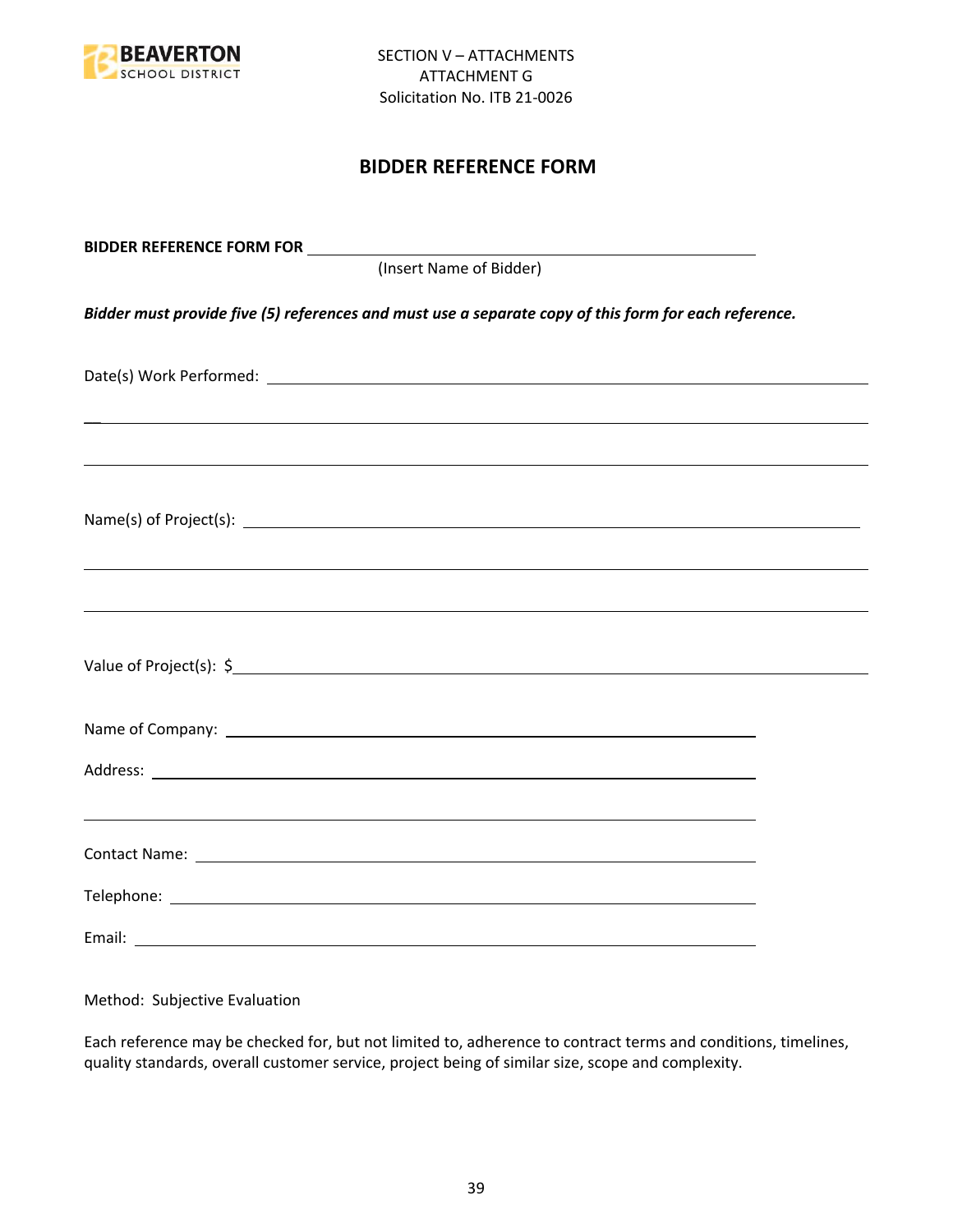SECTION V – ATTACHMENTS
ATTACHMENT G
Solicitation No. ITB 21-0026

## BIDDER REFERENCE FORM

**BIDDER REFERENCE FORM FOR** ______________________________________________
(Insert Name of Bidder)

***Bidder must provide five (5) references and must use a separate copy of this form for each reference.***

Date(s) Work Performed: ______________________________________________

______________________________________________________________________

______________________________________________________________________

Name(s) of Project(s): ______________________________________________

______________________________________________________________________

______________________________________________________________________

Value of Project(s): $______________________________________________

Name of Company: ______________________________________________

Address: ______________________________________________

______________________________________________

Contact Name: ______________________________________________

Telephone: ______________________________________________

Email: ______________________________________________

Method: Subjective Evaluation

Each reference may be checked for, but not limited to, adherence to contract terms and conditions, timelines, quality standards, overall customer service, project being of similar size, scope and complexity.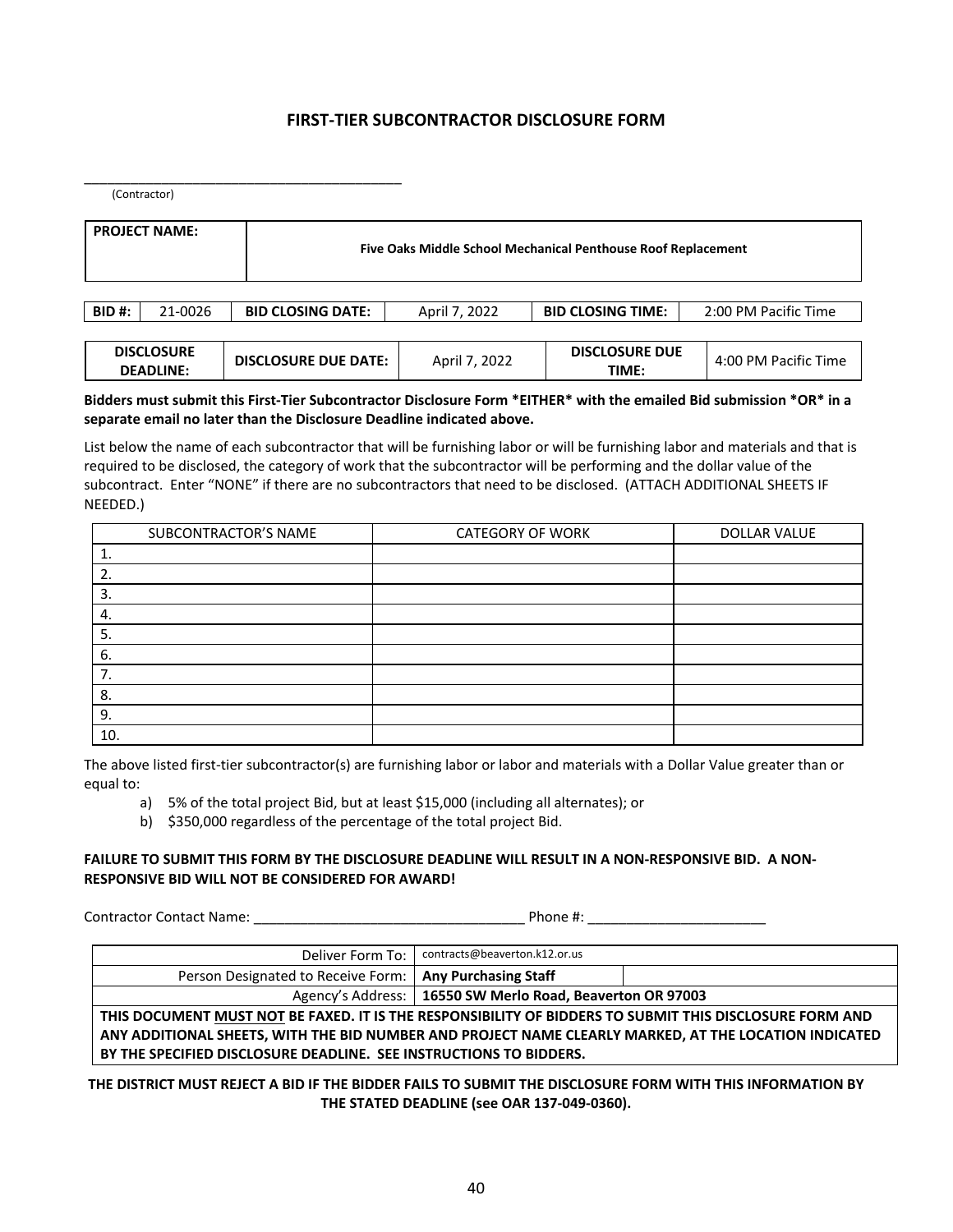# FIRST-TIER SUBCONTRACTOR DISCLOSURE FORM

\_\_\_\_\_\_\_\_\_\_\_\_\_\_\_\_\_\_\_\_\_\_\_\_\_\_\_\_\_\_\_\_\_\_\_\_\_\_\_\_\_\_\_\_
(Contractor)

| | |
|---|---|
| **PROJECT NAME:** | **Five Oaks Middle School Mechanical Penthouse Roof Replacement** |

| | | | | | |
|---|---|---|---|---|---|
| **BID #:** | 21-0026 | **BID CLOSING DATE:** | April 7, 2022 | **BID CLOSING TIME:** | 2:00 PM Pacific Time |

| | | | | |
|---|---|---|---|---|
| **DISCLOSURE DEADLINE:** | **DISCLOSURE DUE DATE:** | April 7, 2022 | **DISCLOSURE DUE TIME:** | 4:00 PM Pacific Time |

**Bidders must submit this First-Tier Subcontractor Disclosure Form \*EITHER\* with the emailed Bid submission \*OR\* in a separate email no later than the Disclosure Deadline indicated above.**

List below the name of each subcontractor that will be furnishing labor or will be furnishing labor and materials and that is required to be disclosed, the category of work that the subcontractor will be performing and the dollar value of the subcontract. Enter "NONE" if there are no subcontractors that need to be disclosed. (ATTACH ADDITIONAL SHEETS IF NEEDED.)

| SUBCONTRACTOR'S NAME | CATEGORY OF WORK | DOLLAR VALUE |
|---|---|---|
| 1. | | |
| 2. | | |
| 3. | | |
| 4. | | |
| 5. | | |
| 6. | | |
| 7. | | |
| 8. | | |
| 9. | | |
| 10. | | |

The above listed first-tier subcontractor(s) are furnishing labor or labor and materials with a Dollar Value greater than or equal to:

a) 5% of the total project Bid, but at least $15,000 (including all alternates); or
b) $350,000 regardless of the percentage of the total project Bid.

**FAILURE TO SUBMIT THIS FORM BY THE DISCLOSURE DEADLINE WILL RESULT IN A NON-RESPONSIVE BID. A NON-RESPONSIVE BID WILL NOT BE CONSIDERED FOR AWARD!**

Contractor Contact Name: \_\_\_\_\_\_\_\_\_\_\_\_\_\_\_\_\_\_\_\_\_\_\_\_\_\_\_\_\_\_\_\_\_\_\_\_ Phone #: \_\_\_\_\_\_\_\_\_\_\_\_\_\_\_\_\_\_\_\_\_\_\_\_

| | | |
|---|---|---|
| Deliver Form To: | contracts@beaverton.k12.or.us | |
| Person Designated to Receive Form: | **Any Purchasing Staff** | |
| Agency's Address: | **16550 SW Merlo Road, Beaverton OR 97003** | |

**THIS DOCUMENT MUST NOT BE FAXED. IT IS THE RESPONSIBILITY OF BIDDERS TO SUBMIT THIS DISCLOSURE FORM AND ANY ADDITIONAL SHEETS, WITH THE BID NUMBER AND PROJECT NAME CLEARLY MARKED, AT THE LOCATION INDICATED BY THE SPECIFIED DISCLOSURE DEADLINE. SEE INSTRUCTIONS TO BIDDERS.**

**THE DISTRICT MUST REJECT A BID IF THE BIDDER FAILS TO SUBMIT THE DISCLOSURE FORM WITH THIS INFORMATION BY THE STATED DEADLINE (see OAR 137-049-0360).**